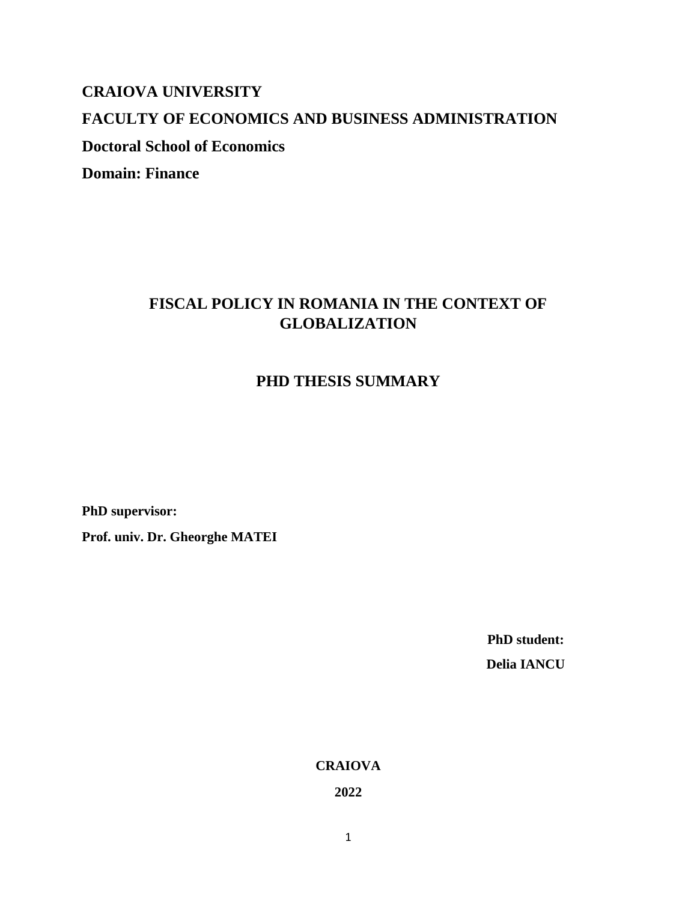**CRAIOVA UNIVERSITY**

**FACULTY OF ECONOMICS AND BUSINESS ADMINISTRATION**

**Doctoral School of Economics**

**Domain: Finance**

# FISCAL POLICY IN ROMANIA IN THE CONTEXT OF GLOBALIZATION

## PHD THESIS SUMMARY

**PhD supervisor:**

**Prof. univ. Dr. Gheorghe MATEI**

**PhD student:**

**Delia IANCU**

**CRAIOVA**

**2022**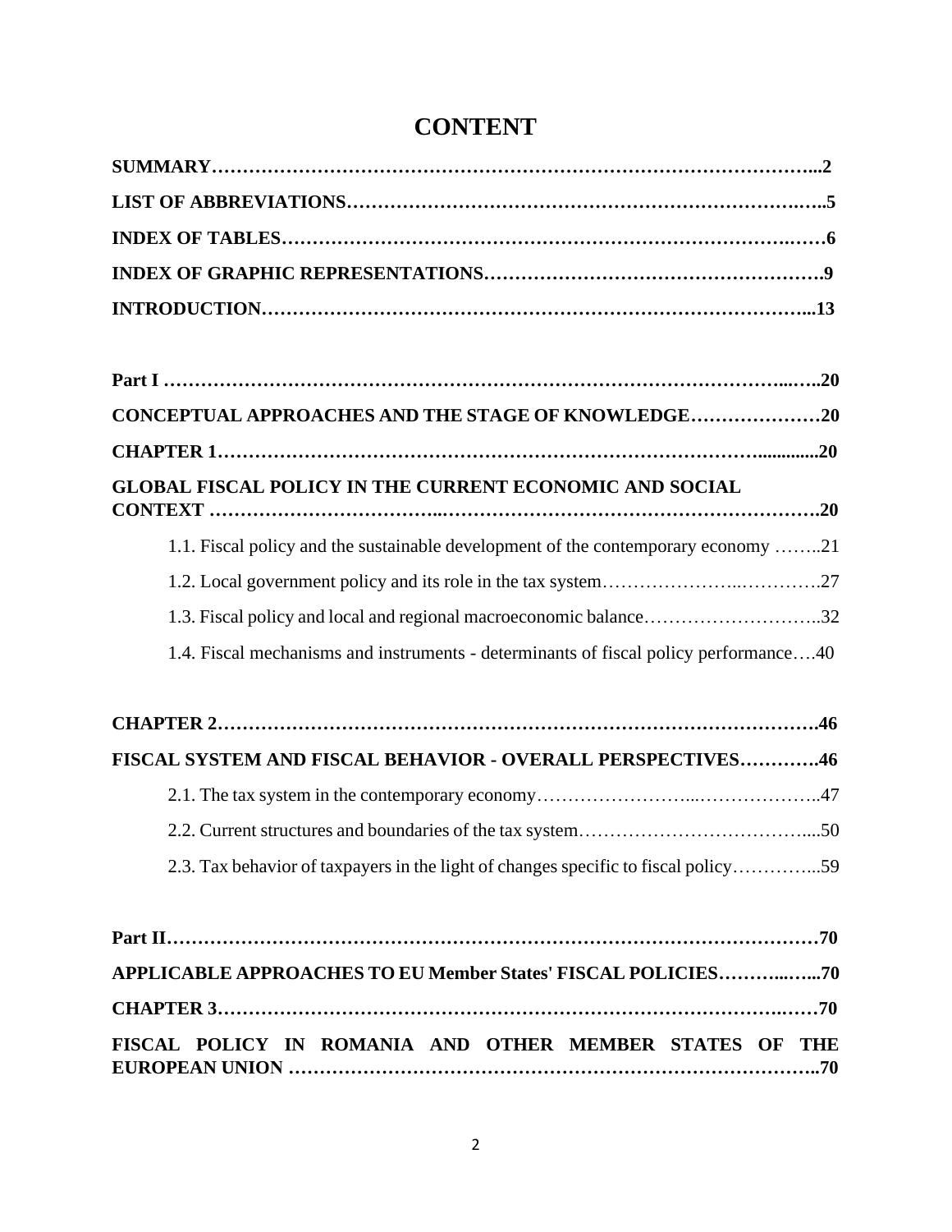# CONTENT

**SUMMARY……………………………………………………………………………………...2**

**LIST OF ABBREVIATIONS………………………………………………………………….…..5**

**INDEX OF TABLES……………………………………………………………………….……6**

**INDEX OF GRAPHIC REPRESENTATIONS……………………………………………….9**

**INTRODUCTION…………………………………………………………………………...13**

**Part I ……………………………………………………………………………………...…..20**

**CONCEPTUAL APPROACHES AND THE STAGE OF KNOWLEDGE…………………20**

**CHAPTER 1…………………………………………………………………………….............20**

**GLOBAL FISCAL POLICY IN THE CURRENT ECONOMIC AND SOCIAL CONTEXT ……………………………..……………………………………………………….20**

1.1. Fiscal policy and the sustainable development of the contemporary economy ……..21

1.2. Local government policy and its role in the tax system…………………..………….27

1.3. Fiscal policy and local and regional macroeconomic balance………………………..32

1.4. Fiscal mechanisms and instruments - determinants of fiscal policy performance….40

**CHAPTER 2……………………………………………………………………………….46**

**FISCAL SYSTEM AND FISCAL BEHAVIOR - OVERALL PERSPECTIVES………….46**

2.1. The tax system in the contemporary economy……………………...………………..47

2.2. Current structures and boundaries of the tax system………………………………....50

2.3. Tax behavior of taxpayers in the light of changes specific to fiscal policy…………...59

**Part II………………………………………………………………………………………70**

**APPLICABLE APPROACHES TO EU Member States' FISCAL POLICIES………...…...70**

**CHAPTER 3…………………………………………………………………………….……70**

**FISCAL POLICY IN ROMANIA AND OTHER MEMBER STATES OF THE EUROPEAN UNION ………………………………………………………………………..70**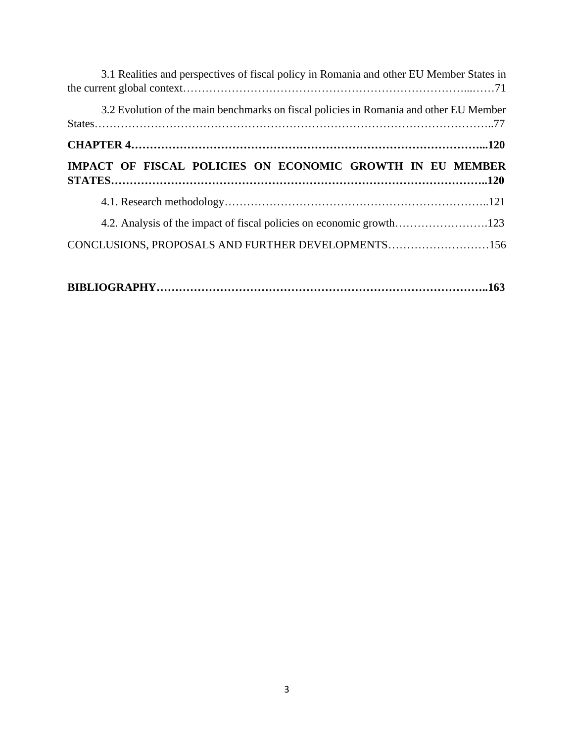3.1 Realities and perspectives of fiscal policy in Romania and other EU Member States in the current global context……………………………………………………………………...……71

3.2 Evolution of the main benchmarks on fiscal policies in Romania and other EU Member States…………………………………………………………………………………………..77

**CHAPTER 4…………………………………………………………………………………...120**

**IMPACT OF FISCAL POLICIES ON ECONOMIC GROWTH IN EU MEMBER STATES……………………………………………………………………………………..120**

4.1. Research methodology……………………………………………………………..121

4.2. Analysis of the impact of fiscal policies on economic growth…………………….123

CONCLUSIONS, PROPOSALS AND FURTHER DEVELOPMENTS………………………156

**BIBLIOGRAPHY……………………………………………………………………………..163**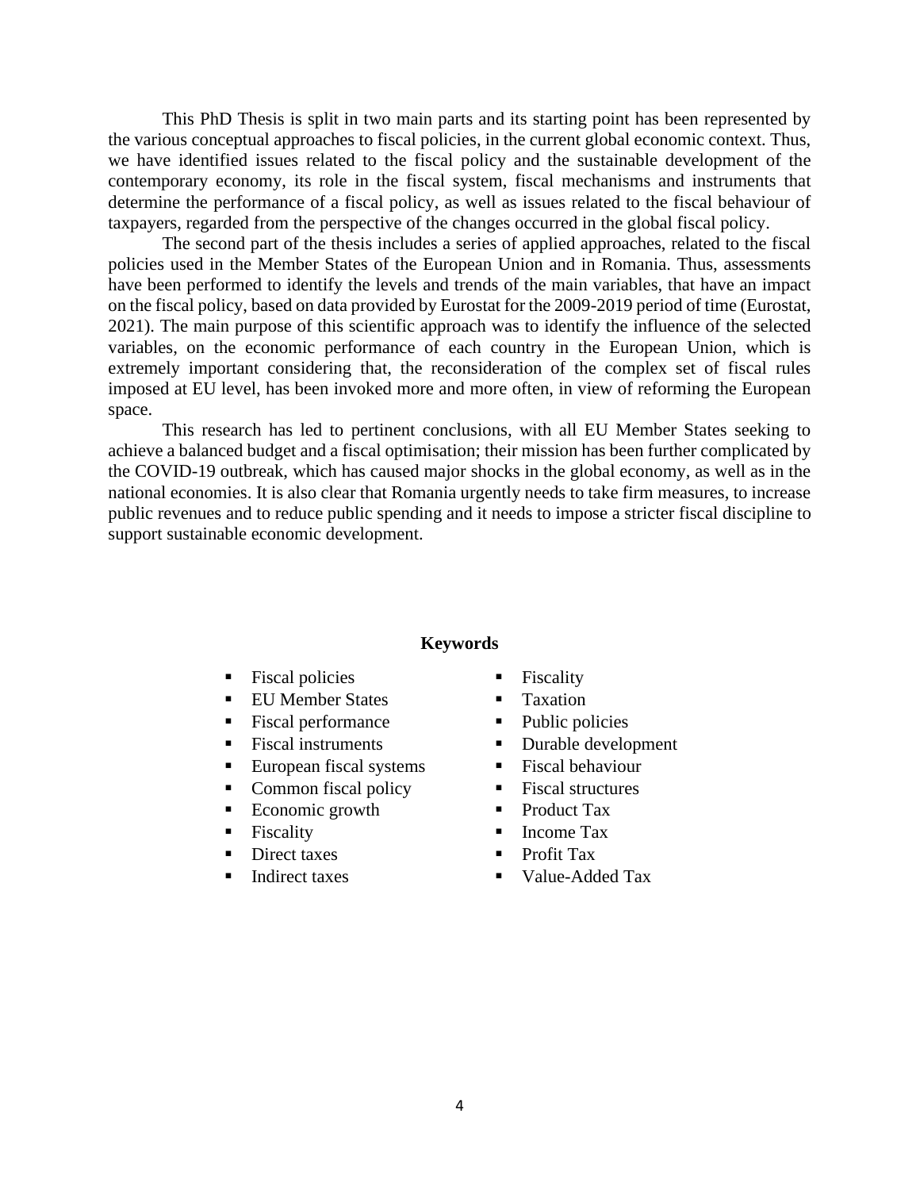This PhD Thesis is split in two main parts and its starting point has been represented by the various conceptual approaches to fiscal policies, in the current global economic context. Thus, we have identified issues related to the fiscal policy and the sustainable development of the contemporary economy, its role in the fiscal system, fiscal mechanisms and instruments that determine the performance of a fiscal policy, as well as issues related to the fiscal behaviour of taxpayers, regarded from the perspective of the changes occurred in the global fiscal policy.

The second part of the thesis includes a series of applied approaches, related to the fiscal policies used in the Member States of the European Union and in Romania. Thus, assessments have been performed to identify the levels and trends of the main variables, that have an impact on the fiscal policy, based on data provided by Eurostat for the 2009-2019 period of time (Eurostat, 2021). The main purpose of this scientific approach was to identify the influence of the selected variables, on the economic performance of each country in the European Union, which is extremely important considering that, the reconsideration of the complex set of fiscal rules imposed at EU level, has been invoked more and more often, in view of reforming the European space.

This research has led to pertinent conclusions, with all EU Member States seeking to achieve a balanced budget and a fiscal optimisation; their mission has been further complicated by the COVID-19 outbreak, which has caused major shocks in the global economy, as well as in the national economies. It is also clear that Romania urgently needs to take firm measures, to increase public revenues and to reduce public spending and it needs to impose a stricter fiscal discipline to support sustainable economic development.

**Keywords**

- Fiscal policies
- EU Member States
- Fiscal performance
- Fiscal instruments
- European fiscal systems
- Common fiscal policy
- Economic growth
- Fiscality
- Direct taxes
- Indirect taxes
- Fiscality
- Taxation
- Public policies
- Durable development
- Fiscal behaviour
- Fiscal structures
- Product Tax
- Income Tax
- Profit Tax
- Value-Added Tax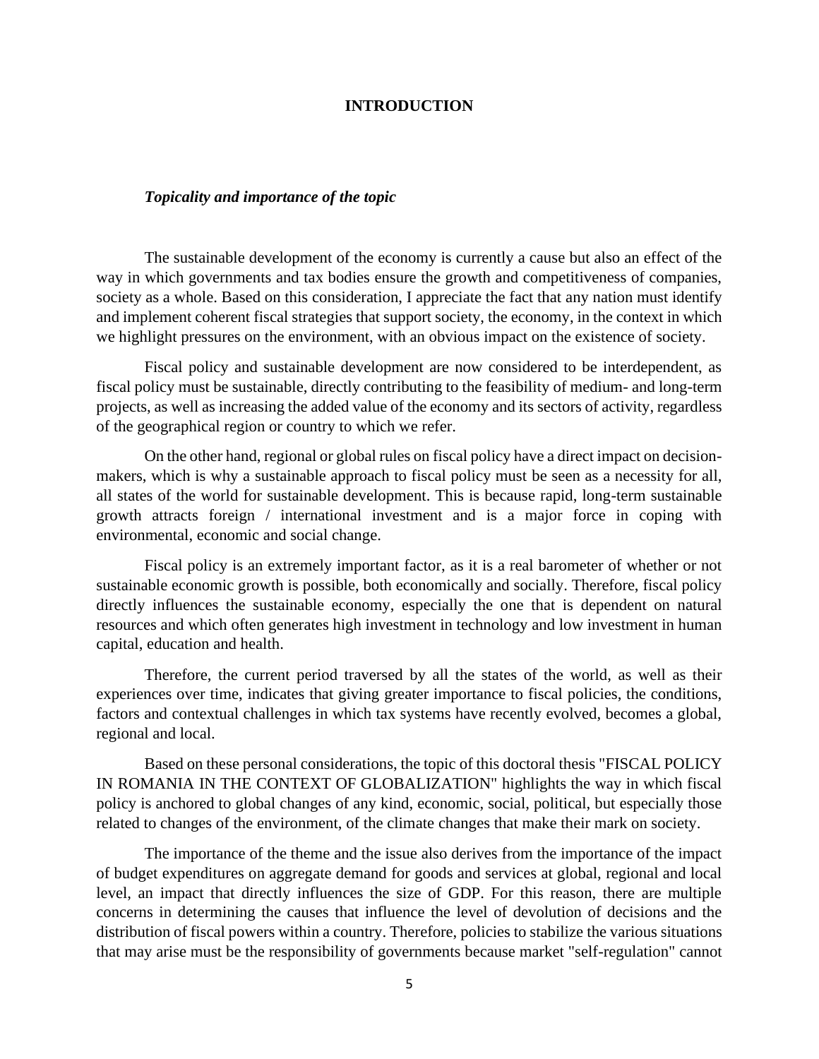# INTRODUCTION

### *Topicality and importance of the topic*

The sustainable development of the economy is currently a cause but also an effect of the way in which governments and tax bodies ensure the growth and competitiveness of companies, society as a whole. Based on this consideration, I appreciate the fact that any nation must identify and implement coherent fiscal strategies that support society, the economy, in the context in which we highlight pressures on the environment, with an obvious impact on the existence of society.

Fiscal policy and sustainable development are now considered to be interdependent, as fiscal policy must be sustainable, directly contributing to the feasibility of medium- and long-term projects, as well as increasing the added value of the economy and its sectors of activity, regardless of the geographical region or country to which we refer.

On the other hand, regional or global rules on fiscal policy have a direct impact on decision-makers, which is why a sustainable approach to fiscal policy must be seen as a necessity for all, all states of the world for sustainable development. This is because rapid, long-term sustainable growth attracts foreign / international investment and is a major force in coping with environmental, economic and social change.

Fiscal policy is an extremely important factor, as it is a real barometer of whether or not sustainable economic growth is possible, both economically and socially. Therefore, fiscal policy directly influences the sustainable economy, especially the one that is dependent on natural resources and which often generates high investment in technology and low investment in human capital, education and health.

Therefore, the current period traversed by all the states of the world, as well as their experiences over time, indicates that giving greater importance to fiscal policies, the conditions, factors and contextual challenges in which tax systems have recently evolved, becomes a global, regional and local.

Based on these personal considerations, the topic of this doctoral thesis "FISCAL POLICY IN ROMANIA IN THE CONTEXT OF GLOBALIZATION" highlights the way in which fiscal policy is anchored to global changes of any kind, economic, social, political, but especially those related to changes of the environment, of the climate changes that make their mark on society.

The importance of the theme and the issue also derives from the importance of the impact of budget expenditures on aggregate demand for goods and services at global, regional and local level, an impact that directly influences the size of GDP. For this reason, there are multiple concerns in determining the causes that influence the level of devolution of decisions and the distribution of fiscal powers within a country. Therefore, policies to stabilize the various situations that may arise must be the responsibility of governments because market "self-regulation" cannot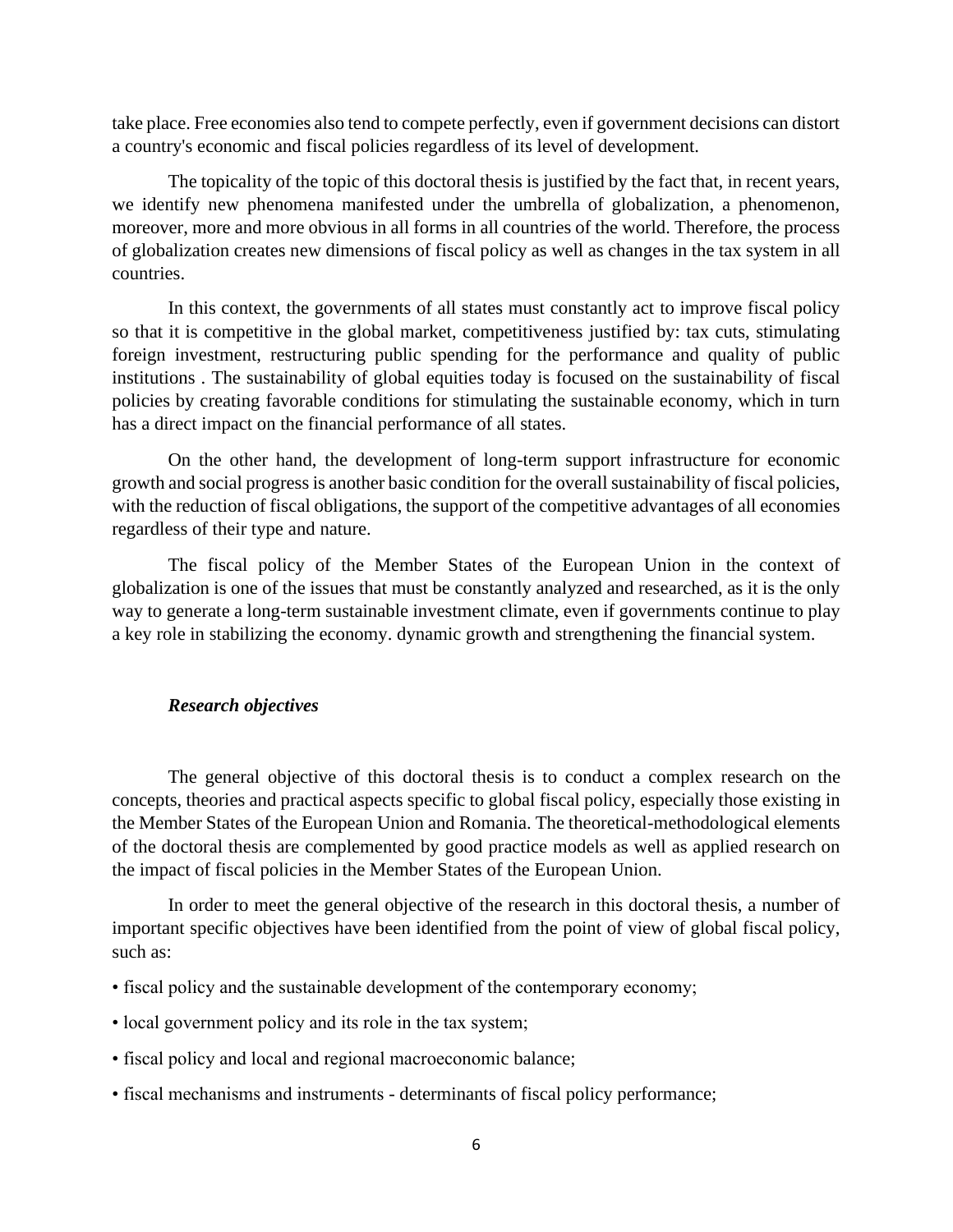take place. Free economies also tend to compete perfectly, even if government decisions can distort a country's economic and fiscal policies regardless of its level of development.

The topicality of the topic of this doctoral thesis is justified by the fact that, in recent years, we identify new phenomena manifested under the umbrella of globalization, a phenomenon, moreover, more and more obvious in all forms in all countries of the world. Therefore, the process of globalization creates new dimensions of fiscal policy as well as changes in the tax system in all countries.

In this context, the governments of all states must constantly act to improve fiscal policy so that it is competitive in the global market, competitiveness justified by: tax cuts, stimulating foreign investment, restructuring public spending for the performance and quality of public institutions . The sustainability of global equities today is focused on the sustainability of fiscal policies by creating favorable conditions for stimulating the sustainable economy, which in turn has a direct impact on the financial performance of all states.

On the other hand, the development of long-term support infrastructure for economic growth and social progress is another basic condition for the overall sustainability of fiscal policies, with the reduction of fiscal obligations, the support of the competitive advantages of all economies regardless of their type and nature.

The fiscal policy of the Member States of the European Union in the context of globalization is one of the issues that must be constantly analyzed and researched, as it is the only way to generate a long-term sustainable investment climate, even if governments continue to play a key role in stabilizing the economy. dynamic growth and strengthening the financial system.

***Research objectives***

The general objective of this doctoral thesis is to conduct a complex research on the concepts, theories and practical aspects specific to global fiscal policy, especially those existing in the Member States of the European Union and Romania. The theoretical-methodological elements of the doctoral thesis are complemented by good practice models as well as applied research on the impact of fiscal policies in the Member States of the European Union.

In order to meet the general objective of the research in this doctoral thesis, a number of important specific objectives have been identified from the point of view of global fiscal policy, such as:

- fiscal policy and the sustainable development of the contemporary economy;
- local government policy and its role in the tax system;
- fiscal policy and local and regional macroeconomic balance;
- fiscal mechanisms and instruments - determinants of fiscal policy performance;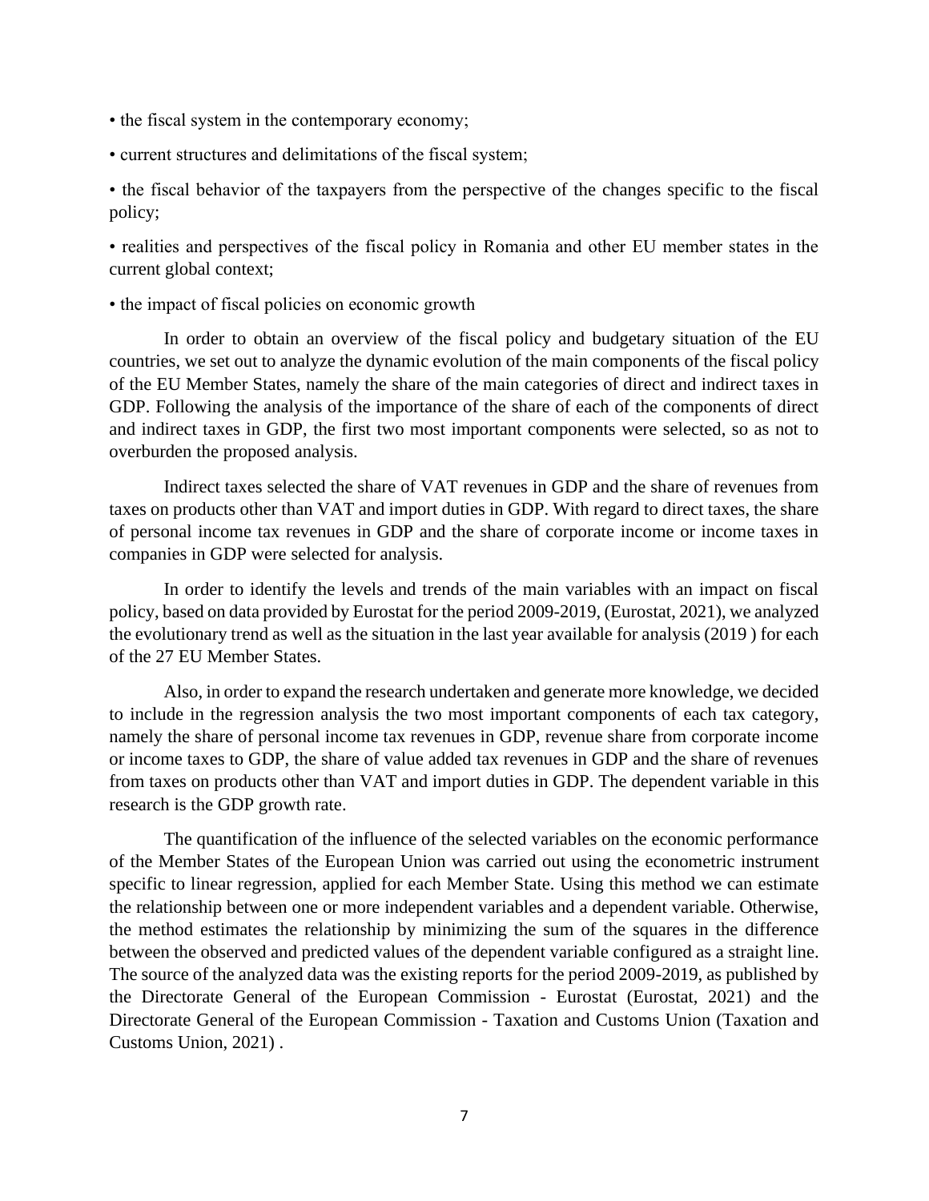- the fiscal system in the contemporary economy;
- current structures and delimitations of the fiscal system;
- the fiscal behavior of the taxpayers from the perspective of the changes specific to the fiscal policy;
- realities and perspectives of the fiscal policy in Romania and other EU member states in the current global context;
- the impact of fiscal policies on economic growth

In order to obtain an overview of the fiscal policy and budgetary situation of the EU countries, we set out to analyze the dynamic evolution of the main components of the fiscal policy of the EU Member States, namely the share of the main categories of direct and indirect taxes in GDP. Following the analysis of the importance of the share of each of the components of direct and indirect taxes in GDP, the first two most important components were selected, so as not to overburden the proposed analysis.

Indirect taxes selected the share of VAT revenues in GDP and the share of revenues from taxes on products other than VAT and import duties in GDP. With regard to direct taxes, the share of personal income tax revenues in GDP and the share of corporate income or income taxes in companies in GDP were selected for analysis.

In order to identify the levels and trends of the main variables with an impact on fiscal policy, based on data provided by Eurostat for the period 2009-2019, (Eurostat, 2021), we analyzed the evolutionary trend as well as the situation in the last year available for analysis (2019 ) for each of the 27 EU Member States.

Also, in order to expand the research undertaken and generate more knowledge, we decided to include in the regression analysis the two most important components of each tax category, namely the share of personal income tax revenues in GDP, revenue share from corporate income or income taxes to GDP, the share of value added tax revenues in GDP and the share of revenues from taxes on products other than VAT and import duties in GDP. The dependent variable in this research is the GDP growth rate.

The quantification of the influence of the selected variables on the economic performance of the Member States of the European Union was carried out using the econometric instrument specific to linear regression, applied for each Member State. Using this method we can estimate the relationship between one or more independent variables and a dependent variable. Otherwise, the method estimates the relationship by minimizing the sum of the squares in the difference between the observed and predicted values of the dependent variable configured as a straight line. The source of the analyzed data was the existing reports for the period 2009-2019, as published by the Directorate General of the European Commission - Eurostat (Eurostat, 2021) and the Directorate General of the European Commission - Taxation and Customs Union (Taxation and Customs Union, 2021) .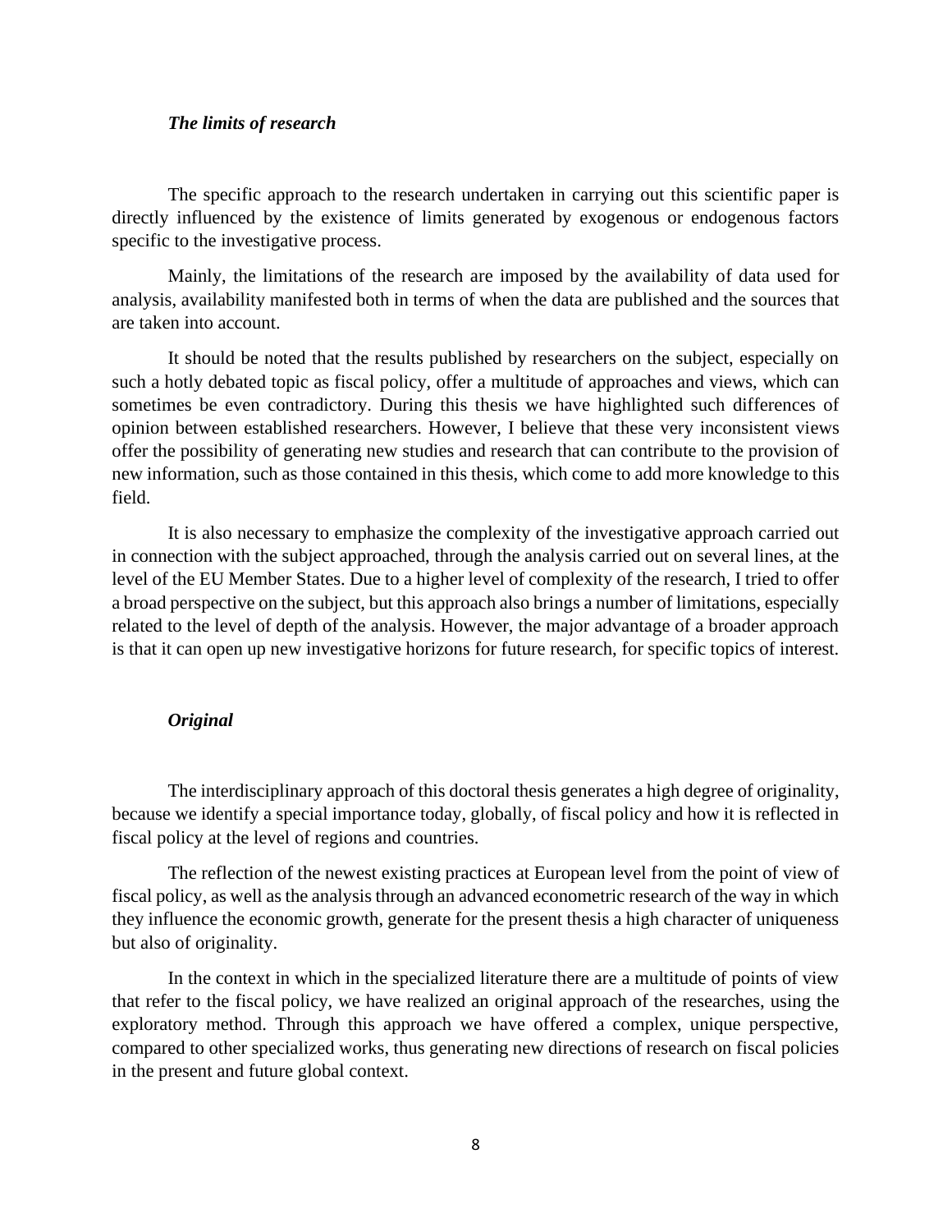***The limits of research***

The specific approach to the research undertaken in carrying out this scientific paper is directly influenced by the existence of limits generated by exogenous or endogenous factors specific to the investigative process.

Mainly, the limitations of the research are imposed by the availability of data used for analysis, availability manifested both in terms of when the data are published and the sources that are taken into account.

It should be noted that the results published by researchers on the subject, especially on such a hotly debated topic as fiscal policy, offer a multitude of approaches and views, which can sometimes be even contradictory. During this thesis we have highlighted such differences of opinion between established researchers. However, I believe that these very inconsistent views offer the possibility of generating new studies and research that can contribute to the provision of new information, such as those contained in this thesis, which come to add more knowledge to this field.

It is also necessary to emphasize the complexity of the investigative approach carried out in connection with the subject approached, through the analysis carried out on several lines, at the level of the EU Member States. Due to a higher level of complexity of the research, I tried to offer a broad perspective on the subject, but this approach also brings a number of limitations, especially related to the level of depth of the analysis. However, the major advantage of a broader approach is that it can open up new investigative horizons for future research, for specific topics of interest.

***Original***

The interdisciplinary approach of this doctoral thesis generates a high degree of originality, because we identify a special importance today, globally, of fiscal policy and how it is reflected in fiscal policy at the level of regions and countries.

The reflection of the newest existing practices at European level from the point of view of fiscal policy, as well as the analysis through an advanced econometric research of the way in which they influence the economic growth, generate for the present thesis a high character of uniqueness but also of originality.

In the context in which in the specialized literature there are a multitude of points of view that refer to the fiscal policy, we have realized an original approach of the researches, using the exploratory method. Through this approach we have offered a complex, unique perspective, compared to other specialized works, thus generating new directions of research on fiscal policies in the present and future global context.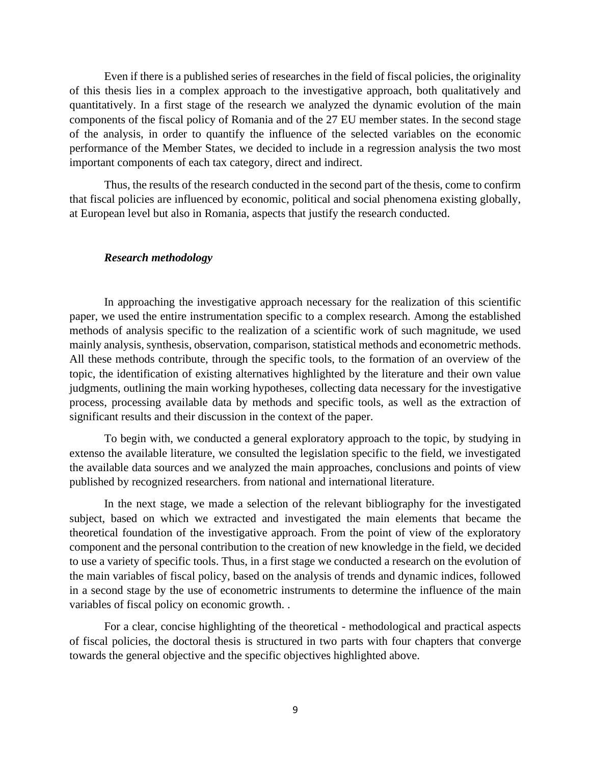Even if there is a published series of researches in the field of fiscal policies, the originality of this thesis lies in a complex approach to the investigative approach, both qualitatively and quantitatively. In a first stage of the research we analyzed the dynamic evolution of the main components of the fiscal policy of Romania and of the 27 EU member states. In the second stage of the analysis, in order to quantify the influence of the selected variables on the economic performance of the Member States, we decided to include in a regression analysis the two most important components of each tax category, direct and indirect.

Thus, the results of the research conducted in the second part of the thesis, come to confirm that fiscal policies are influenced by economic, political and social phenomena existing globally, at European level but also in Romania, aspects that justify the research conducted.

***Research methodology***

In approaching the investigative approach necessary for the realization of this scientific paper, we used the entire instrumentation specific to a complex research. Among the established methods of analysis specific to the realization of a scientific work of such magnitude, we used mainly analysis, synthesis, observation, comparison, statistical methods and econometric methods. All these methods contribute, through the specific tools, to the formation of an overview of the topic, the identification of existing alternatives highlighted by the literature and their own value judgments, outlining the main working hypotheses, collecting data necessary for the investigative process, processing available data by methods and specific tools, as well as the extraction of significant results and their discussion in the context of the paper.

To begin with, we conducted a general exploratory approach to the topic, by studying in extenso the available literature, we consulted the legislation specific to the field, we investigated the available data sources and we analyzed the main approaches, conclusions and points of view published by recognized researchers. from national and international literature.

In the next stage, we made a selection of the relevant bibliography for the investigated subject, based on which we extracted and investigated the main elements that became the theoretical foundation of the investigative approach. From the point of view of the exploratory component and the personal contribution to the creation of new knowledge in the field, we decided to use a variety of specific tools. Thus, in a first stage we conducted a research on the evolution of the main variables of fiscal policy, based on the analysis of trends and dynamic indices, followed in a second stage by the use of econometric instruments to determine the influence of the main variables of fiscal policy on economic growth. .

For a clear, concise highlighting of the theoretical - methodological and practical aspects of fiscal policies, the doctoral thesis is structured in two parts with four chapters that converge towards the general objective and the specific objectives highlighted above.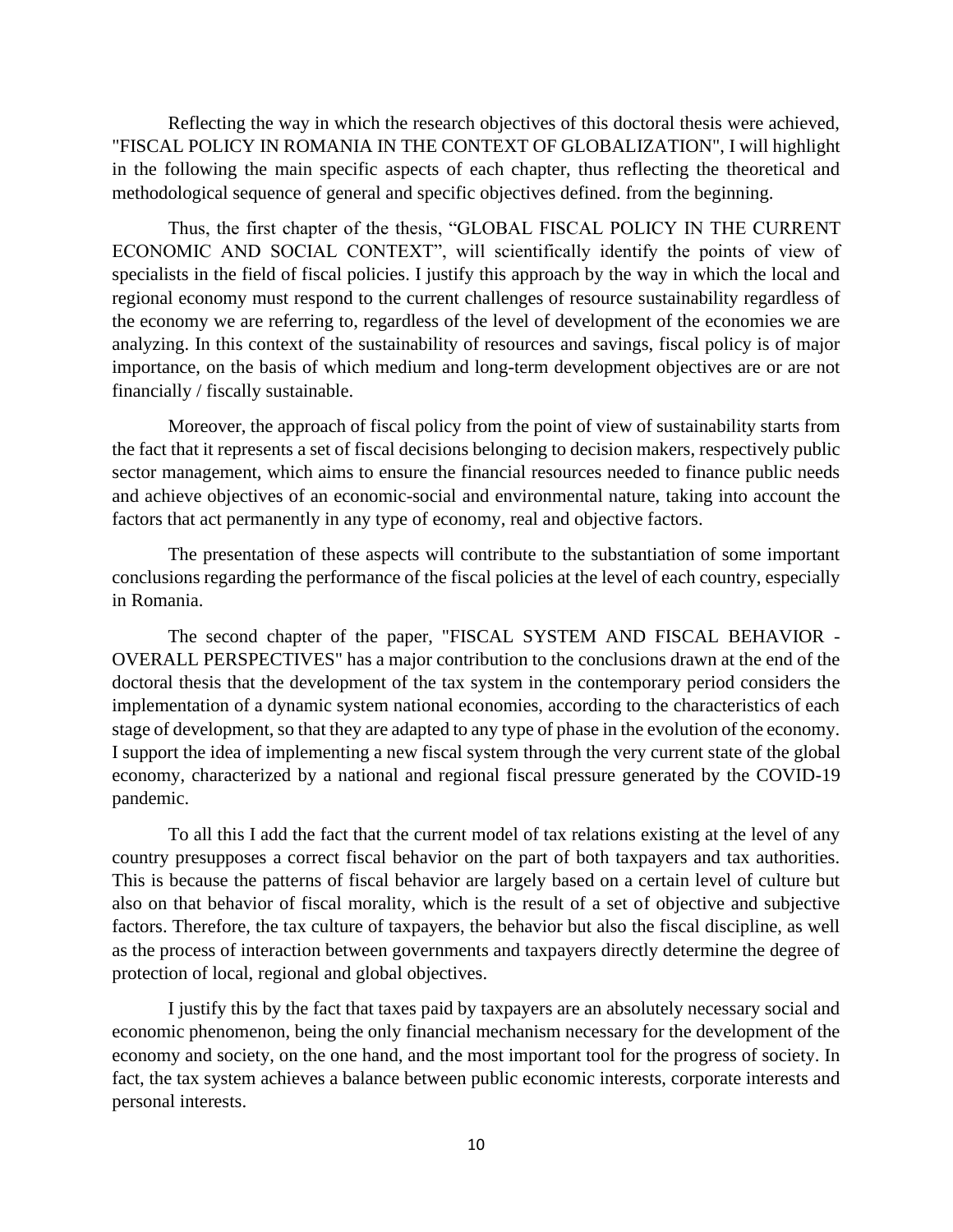Reflecting the way in which the research objectives of this doctoral thesis were achieved, "FISCAL POLICY IN ROMANIA IN THE CONTEXT OF GLOBALIZATION", I will highlight in the following the main specific aspects of each chapter, thus reflecting the theoretical and methodological sequence of general and specific objectives defined. from the beginning.

Thus, the first chapter of the thesis, "GLOBAL FISCAL POLICY IN THE CURRENT ECONOMIC AND SOCIAL CONTEXT", will scientifically identify the points of view of specialists in the field of fiscal policies. I justify this approach by the way in which the local and regional economy must respond to the current challenges of resource sustainability regardless of the economy we are referring to, regardless of the level of development of the economies we are analyzing. In this context of the sustainability of resources and savings, fiscal policy is of major importance, on the basis of which medium and long-term development objectives are or are not financially / fiscally sustainable.

Moreover, the approach of fiscal policy from the point of view of sustainability starts from the fact that it represents a set of fiscal decisions belonging to decision makers, respectively public sector management, which aims to ensure the financial resources needed to finance public needs and achieve objectives of an economic-social and environmental nature, taking into account the factors that act permanently in any type of economy, real and objective factors.

The presentation of these aspects will contribute to the substantiation of some important conclusions regarding the performance of the fiscal policies at the level of each country, especially in Romania.

The second chapter of the paper, "FISCAL SYSTEM AND FISCAL BEHAVIOR - OVERALL PERSPECTIVES" has a major contribution to the conclusions drawn at the end of the doctoral thesis that the development of the tax system in the contemporary period considers the implementation of a dynamic system national economies, according to the characteristics of each stage of development, so that they are adapted to any type of phase in the evolution of the economy. I support the idea of implementing a new fiscal system through the very current state of the global economy, characterized by a national and regional fiscal pressure generated by the COVID-19 pandemic.

To all this I add the fact that the current model of tax relations existing at the level of any country presupposes a correct fiscal behavior on the part of both taxpayers and tax authorities. This is because the patterns of fiscal behavior are largely based on a certain level of culture but also on that behavior of fiscal morality, which is the result of a set of objective and subjective factors. Therefore, the tax culture of taxpayers, the behavior but also the fiscal discipline, as well as the process of interaction between governments and taxpayers directly determine the degree of protection of local, regional and global objectives.

I justify this by the fact that taxes paid by taxpayers are an absolutely necessary social and economic phenomenon, being the only financial mechanism necessary for the development of the economy and society, on the one hand, and the most important tool for the progress of society. In fact, the tax system achieves a balance between public economic interests, corporate interests and personal interests.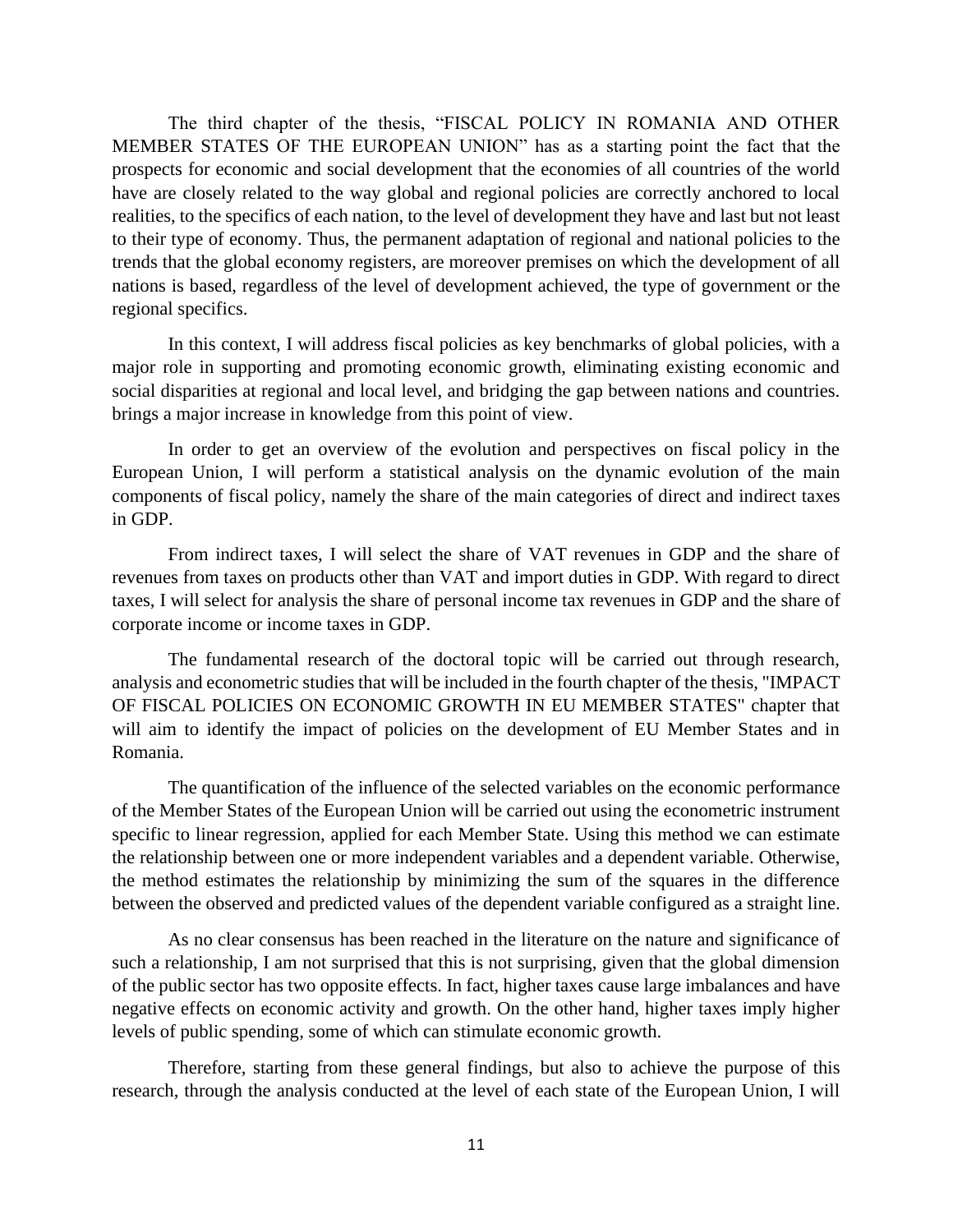The third chapter of the thesis, "FISCAL POLICY IN ROMANIA AND OTHER MEMBER STATES OF THE EUROPEAN UNION" has as a starting point the fact that the prospects for economic and social development that the economies of all countries of the world have are closely related to the way global and regional policies are correctly anchored to local realities, to the specifics of each nation, to the level of development they have and last but not least to their type of economy. Thus, the permanent adaptation of regional and national policies to the trends that the global economy registers, are moreover premises on which the development of all nations is based, regardless of the level of development achieved, the type of government or the regional specifics.

In this context, I will address fiscal policies as key benchmarks of global policies, with a major role in supporting and promoting economic growth, eliminating existing economic and social disparities at regional and local level, and bridging the gap between nations and countries. brings a major increase in knowledge from this point of view.

In order to get an overview of the evolution and perspectives on fiscal policy in the European Union, I will perform a statistical analysis on the dynamic evolution of the main components of fiscal policy, namely the share of the main categories of direct and indirect taxes in GDP.

From indirect taxes, I will select the share of VAT revenues in GDP and the share of revenues from taxes on products other than VAT and import duties in GDP. With regard to direct taxes, I will select for analysis the share of personal income tax revenues in GDP and the share of corporate income or income taxes in GDP.

The fundamental research of the doctoral topic will be carried out through research, analysis and econometric studies that will be included in the fourth chapter of the thesis, "IMPACT OF FISCAL POLICIES ON ECONOMIC GROWTH IN EU MEMBER STATES" chapter that will aim to identify the impact of policies on the development of EU Member States and in Romania.

The quantification of the influence of the selected variables on the economic performance of the Member States of the European Union will be carried out using the econometric instrument specific to linear regression, applied for each Member State. Using this method we can estimate the relationship between one or more independent variables and a dependent variable. Otherwise, the method estimates the relationship by minimizing the sum of the squares in the difference between the observed and predicted values of the dependent variable configured as a straight line.

As no clear consensus has been reached in the literature on the nature and significance of such a relationship, I am not surprised that this is not surprising, given that the global dimension of the public sector has two opposite effects. In fact, higher taxes cause large imbalances and have negative effects on economic activity and growth. On the other hand, higher taxes imply higher levels of public spending, some of which can stimulate economic growth.

Therefore, starting from these general findings, but also to achieve the purpose of this research, through the analysis conducted at the level of each state of the European Union, I will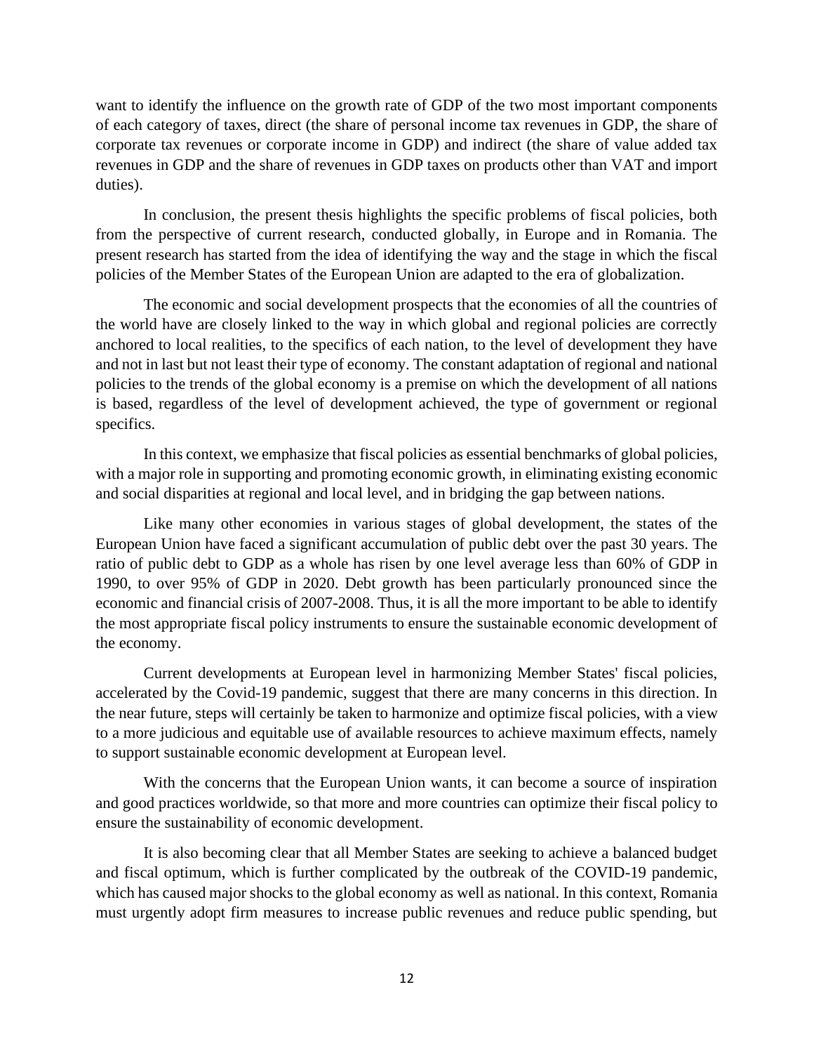want to identify the influence on the growth rate of GDP of the two most important components of each category of taxes, direct (the share of personal income tax revenues in GDP, the share of corporate tax revenues or corporate income in GDP) and indirect (the share of value added tax revenues in GDP and the share of revenues in GDP taxes on products other than VAT and import duties).

In conclusion, the present thesis highlights the specific problems of fiscal policies, both from the perspective of current research, conducted globally, in Europe and in Romania. The present research has started from the idea of identifying the way and the stage in which the fiscal policies of the Member States of the European Union are adapted to the era of globalization.

The economic and social development prospects that the economies of all the countries of the world have are closely linked to the way in which global and regional policies are correctly anchored to local realities, to the specifics of each nation, to the level of development they have and not in last but not least their type of economy. The constant adaptation of regional and national policies to the trends of the global economy is a premise on which the development of all nations is based, regardless of the level of development achieved, the type of government or regional specifics.

In this context, we emphasize that fiscal policies as essential benchmarks of global policies, with a major role in supporting and promoting economic growth, in eliminating existing economic and social disparities at regional and local level, and in bridging the gap between nations.

Like many other economies in various stages of global development, the states of the European Union have faced a significant accumulation of public debt over the past 30 years. The ratio of public debt to GDP as a whole has risen by one level average less than 60% of GDP in 1990, to over 95% of GDP in 2020. Debt growth has been particularly pronounced since the economic and financial crisis of 2007-2008. Thus, it is all the more important to be able to identify the most appropriate fiscal policy instruments to ensure the sustainable economic development of the economy.

Current developments at European level in harmonizing Member States' fiscal policies, accelerated by the Covid-19 pandemic, suggest that there are many concerns in this direction. In the near future, steps will certainly be taken to harmonize and optimize fiscal policies, with a view to a more judicious and equitable use of available resources to achieve maximum effects, namely to support sustainable economic development at European level.

With the concerns that the European Union wants, it can become a source of inspiration and good practices worldwide, so that more and more countries can optimize their fiscal policy to ensure the sustainability of economic development.

It is also becoming clear that all Member States are seeking to achieve a balanced budget and fiscal optimum, which is further complicated by the outbreak of the COVID-19 pandemic, which has caused major shocks to the global economy as well as national. In this context, Romania must urgently adopt firm measures to increase public revenues and reduce public spending, but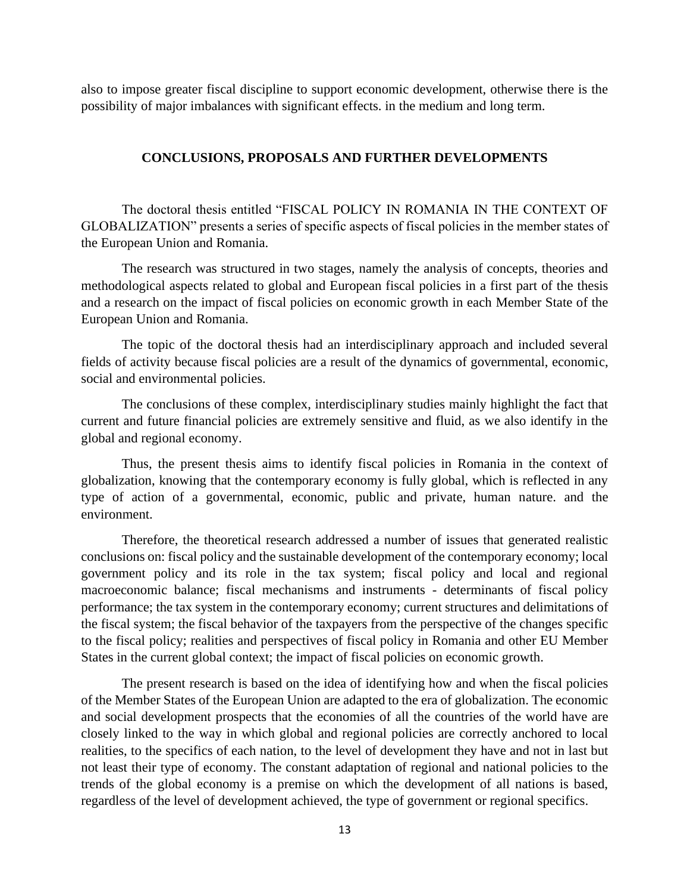also to impose greater fiscal discipline to support economic development, otherwise there is the possibility of major imbalances with significant effects. in the medium and long term.

## CONCLUSIONS, PROPOSALS AND FURTHER DEVELOPMENTS

The doctoral thesis entitled "FISCAL POLICY IN ROMANIA IN THE CONTEXT OF GLOBALIZATION" presents a series of specific aspects of fiscal policies in the member states of the European Union and Romania.

The research was structured in two stages, namely the analysis of concepts, theories and methodological aspects related to global and European fiscal policies in a first part of the thesis and a research on the impact of fiscal policies on economic growth in each Member State of the European Union and Romania.

The topic of the doctoral thesis had an interdisciplinary approach and included several fields of activity because fiscal policies are a result of the dynamics of governmental, economic, social and environmental policies.

The conclusions of these complex, interdisciplinary studies mainly highlight the fact that current and future financial policies are extremely sensitive and fluid, as we also identify in the global and regional economy.

Thus, the present thesis aims to identify fiscal policies in Romania in the context of globalization, knowing that the contemporary economy is fully global, which is reflected in any type of action of a governmental, economic, public and private, human nature. and the environment.

Therefore, the theoretical research addressed a number of issues that generated realistic conclusions on: fiscal policy and the sustainable development of the contemporary economy; local government policy and its role in the tax system; fiscal policy and local and regional macroeconomic balance; fiscal mechanisms and instruments - determinants of fiscal policy performance; the tax system in the contemporary economy; current structures and delimitations of the fiscal system; the fiscal behavior of the taxpayers from the perspective of the changes specific to the fiscal policy; realities and perspectives of fiscal policy in Romania and other EU Member States in the current global context; the impact of fiscal policies on economic growth.

The present research is based on the idea of identifying how and when the fiscal policies of the Member States of the European Union are adapted to the era of globalization. The economic and social development prospects that the economies of all the countries of the world have are closely linked to the way in which global and regional policies are correctly anchored to local realities, to the specifics of each nation, to the level of development they have and not in last but not least their type of economy. The constant adaptation of regional and national policies to the trends of the global economy is a premise on which the development of all nations is based, regardless of the level of development achieved, the type of government or regional specifics.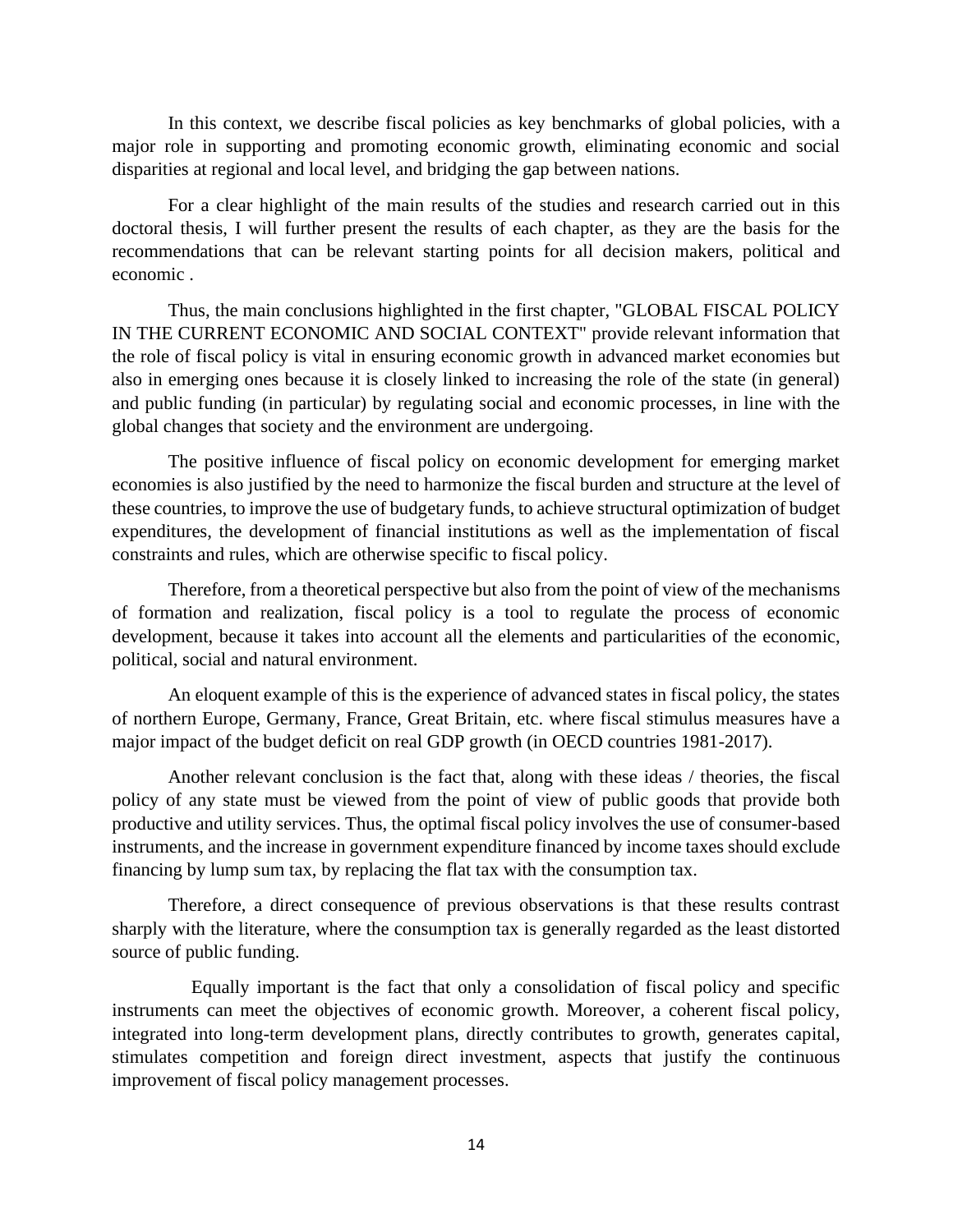In this context, we describe fiscal policies as key benchmarks of global policies, with a major role in supporting and promoting economic growth, eliminating economic and social disparities at regional and local level, and bridging the gap between nations.

For a clear highlight of the main results of the studies and research carried out in this doctoral thesis, I will further present the results of each chapter, as they are the basis for the recommendations that can be relevant starting points for all decision makers, political and economic .

Thus, the main conclusions highlighted in the first chapter, "GLOBAL FISCAL POLICY IN THE CURRENT ECONOMIC AND SOCIAL CONTEXT" provide relevant information that the role of fiscal policy is vital in ensuring economic growth in advanced market economies but also in emerging ones because it is closely linked to increasing the role of the state (in general) and public funding (in particular) by regulating social and economic processes, in line with the global changes that society and the environment are undergoing.

The positive influence of fiscal policy on economic development for emerging market economies is also justified by the need to harmonize the fiscal burden and structure at the level of these countries, to improve the use of budgetary funds, to achieve structural optimization of budget expenditures, the development of financial institutions as well as the implementation of fiscal constraints and rules, which are otherwise specific to fiscal policy.

Therefore, from a theoretical perspective but also from the point of view of the mechanisms of formation and realization, fiscal policy is a tool to regulate the process of economic development, because it takes into account all the elements and particularities of the economic, political, social and natural environment.

An eloquent example of this is the experience of advanced states in fiscal policy, the states of northern Europe, Germany, France, Great Britain, etc. where fiscal stimulus measures have a major impact of the budget deficit on real GDP growth (in OECD countries 1981-2017).

Another relevant conclusion is the fact that, along with these ideas / theories, the fiscal policy of any state must be viewed from the point of view of public goods that provide both productive and utility services. Thus, the optimal fiscal policy involves the use of consumer-based instruments, and the increase in government expenditure financed by income taxes should exclude financing by lump sum tax, by replacing the flat tax with the consumption tax.

Therefore, a direct consequence of previous observations is that these results contrast sharply with the literature, where the consumption tax is generally regarded as the least distorted source of public funding.

Equally important is the fact that only a consolidation of fiscal policy and specific instruments can meet the objectives of economic growth. Moreover, a coherent fiscal policy, integrated into long-term development plans, directly contributes to growth, generates capital, stimulates competition and foreign direct investment, aspects that justify the continuous improvement of fiscal policy management processes.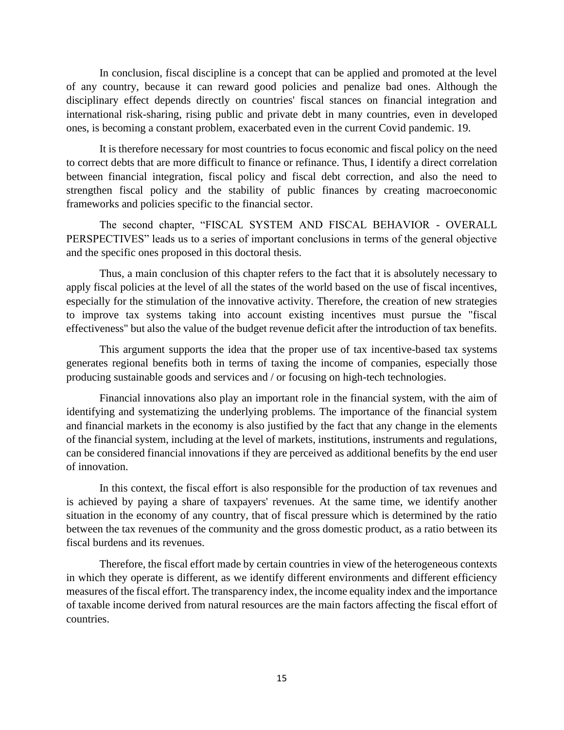In conclusion, fiscal discipline is a concept that can be applied and promoted at the level of any country, because it can reward good policies and penalize bad ones. Although the disciplinary effect depends directly on countries' fiscal stances on financial integration and international risk-sharing, rising public and private debt in many countries, even in developed ones, is becoming a constant problem, exacerbated even in the current Covid pandemic. 19.

It is therefore necessary for most countries to focus economic and fiscal policy on the need to correct debts that are more difficult to finance or refinance. Thus, I identify a direct correlation between financial integration, fiscal policy and fiscal debt correction, and also the need to strengthen fiscal policy and the stability of public finances by creating macroeconomic frameworks and policies specific to the financial sector.

The second chapter, "FISCAL SYSTEM AND FISCAL BEHAVIOR - OVERALL PERSPECTIVES" leads us to a series of important conclusions in terms of the general objective and the specific ones proposed in this doctoral thesis.

Thus, a main conclusion of this chapter refers to the fact that it is absolutely necessary to apply fiscal policies at the level of all the states of the world based on the use of fiscal incentives, especially for the stimulation of the innovative activity. Therefore, the creation of new strategies to improve tax systems taking into account existing incentives must pursue the "fiscal effectiveness" but also the value of the budget revenue deficit after the introduction of tax benefits.

This argument supports the idea that the proper use of tax incentive-based tax systems generates regional benefits both in terms of taxing the income of companies, especially those producing sustainable goods and services and / or focusing on high-tech technologies.

Financial innovations also play an important role in the financial system, with the aim of identifying and systematizing the underlying problems. The importance of the financial system and financial markets in the economy is also justified by the fact that any change in the elements of the financial system, including at the level of markets, institutions, instruments and regulations, can be considered financial innovations if they are perceived as additional benefits by the end user of innovation.

In this context, the fiscal effort is also responsible for the production of tax revenues and is achieved by paying a share of taxpayers' revenues. At the same time, we identify another situation in the economy of any country, that of fiscal pressure which is determined by the ratio between the tax revenues of the community and the gross domestic product, as a ratio between its fiscal burdens and its revenues.

Therefore, the fiscal effort made by certain countries in view of the heterogeneous contexts in which they operate is different, as we identify different environments and different efficiency measures of the fiscal effort. The transparency index, the income equality index and the importance of taxable income derived from natural resources are the main factors affecting the fiscal effort of countries.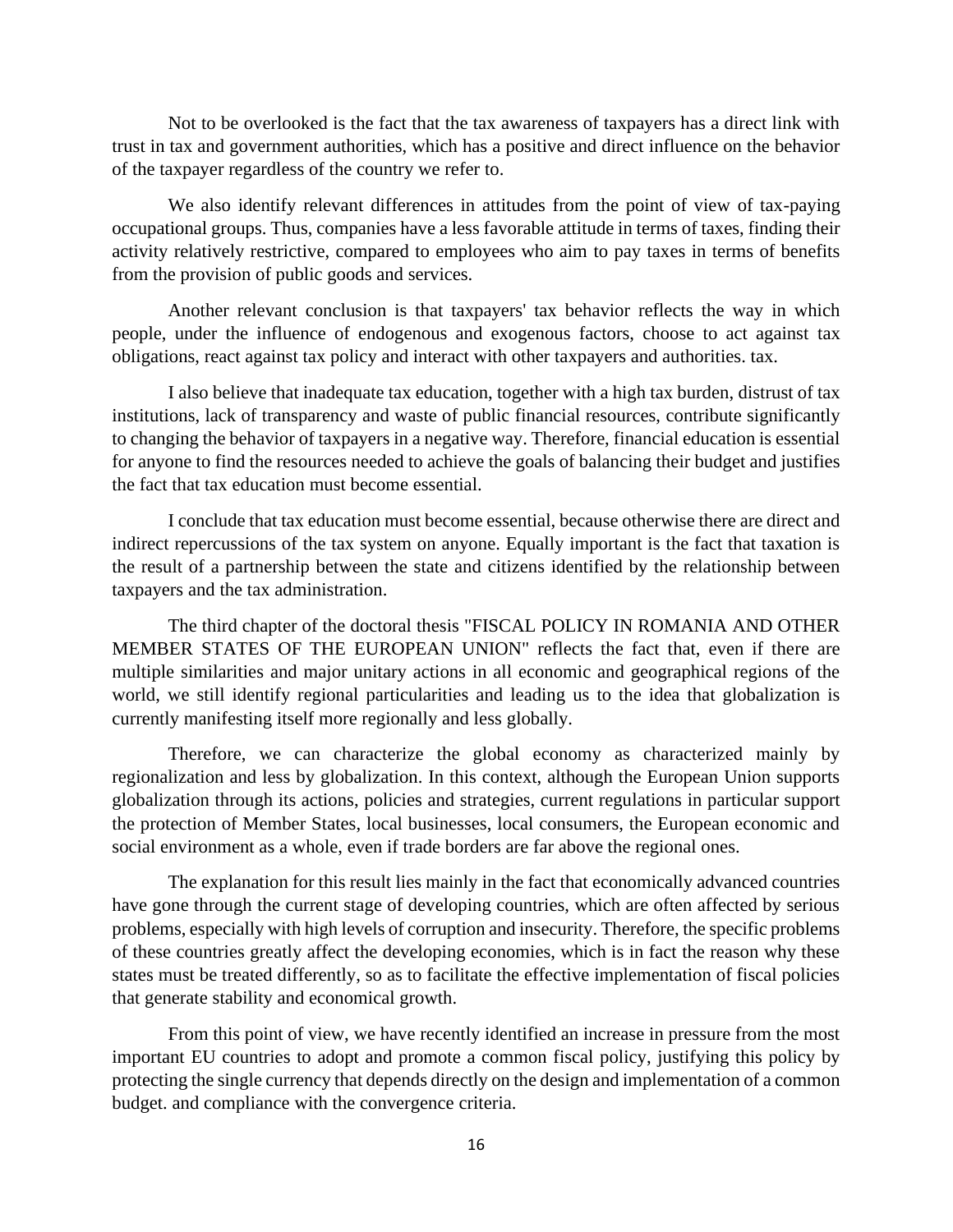Not to be overlooked is the fact that the tax awareness of taxpayers has a direct link with trust in tax and government authorities, which has a positive and direct influence on the behavior of the taxpayer regardless of the country we refer to.

We also identify relevant differences in attitudes from the point of view of tax-paying occupational groups. Thus, companies have a less favorable attitude in terms of taxes, finding their activity relatively restrictive, compared to employees who aim to pay taxes in terms of benefits from the provision of public goods and services.

Another relevant conclusion is that taxpayers' tax behavior reflects the way in which people, under the influence of endogenous and exogenous factors, choose to act against tax obligations, react against tax policy and interact with other taxpayers and authorities. tax.

I also believe that inadequate tax education, together with a high tax burden, distrust of tax institutions, lack of transparency and waste of public financial resources, contribute significantly to changing the behavior of taxpayers in a negative way. Therefore, financial education is essential for anyone to find the resources needed to achieve the goals of balancing their budget and justifies the fact that tax education must become essential.

I conclude that tax education must become essential, because otherwise there are direct and indirect repercussions of the tax system on anyone. Equally important is the fact that taxation is the result of a partnership between the state and citizens identified by the relationship between taxpayers and the tax administration.

The third chapter of the doctoral thesis "FISCAL POLICY IN ROMANIA AND OTHER MEMBER STATES OF THE EUROPEAN UNION" reflects the fact that, even if there are multiple similarities and major unitary actions in all economic and geographical regions of the world, we still identify regional particularities and leading us to the idea that globalization is currently manifesting itself more regionally and less globally.

Therefore, we can characterize the global economy as characterized mainly by regionalization and less by globalization. In this context, although the European Union supports globalization through its actions, policies and strategies, current regulations in particular support the protection of Member States, local businesses, local consumers, the European economic and social environment as a whole, even if trade borders are far above the regional ones.

The explanation for this result lies mainly in the fact that economically advanced countries have gone through the current stage of developing countries, which are often affected by serious problems, especially with high levels of corruption and insecurity. Therefore, the specific problems of these countries greatly affect the developing economies, which is in fact the reason why these states must be treated differently, so as to facilitate the effective implementation of fiscal policies that generate stability and economical growth.

From this point of view, we have recently identified an increase in pressure from the most important EU countries to adopt and promote a common fiscal policy, justifying this policy by protecting the single currency that depends directly on the design and implementation of a common budget. and compliance with the convergence criteria.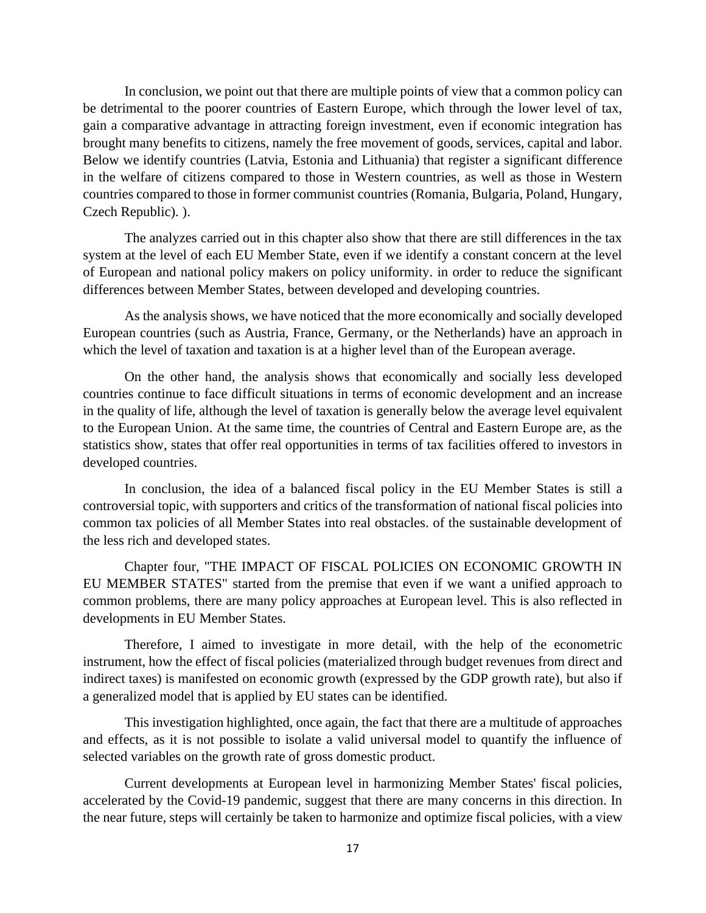In conclusion, we point out that there are multiple points of view that a common policy can be detrimental to the poorer countries of Eastern Europe, which through the lower level of tax, gain a comparative advantage in attracting foreign investment, even if economic integration has brought many benefits to citizens, namely the free movement of goods, services, capital and labor. Below we identify countries (Latvia, Estonia and Lithuania) that register a significant difference in the welfare of citizens compared to those in Western countries, as well as those in Western countries compared to those in former communist countries (Romania, Bulgaria, Poland, Hungary, Czech Republic). ).

The analyzes carried out in this chapter also show that there are still differences in the tax system at the level of each EU Member State, even if we identify a constant concern at the level of European and national policy makers on policy uniformity. in order to reduce the significant differences between Member States, between developed and developing countries.

As the analysis shows, we have noticed that the more economically and socially developed European countries (such as Austria, France, Germany, or the Netherlands) have an approach in which the level of taxation and taxation is at a higher level than of the European average.

On the other hand, the analysis shows that economically and socially less developed countries continue to face difficult situations in terms of economic development and an increase in the quality of life, although the level of taxation is generally below the average level equivalent to the European Union. At the same time, the countries of Central and Eastern Europe are, as the statistics show, states that offer real opportunities in terms of tax facilities offered to investors in developed countries.

In conclusion, the idea of a balanced fiscal policy in the EU Member States is still a controversial topic, with supporters and critics of the transformation of national fiscal policies into common tax policies of all Member States into real obstacles. of the sustainable development of the less rich and developed states.

Chapter four, "THE IMPACT OF FISCAL POLICIES ON ECONOMIC GROWTH IN EU MEMBER STATES" started from the premise that even if we want a unified approach to common problems, there are many policy approaches at European level. This is also reflected in developments in EU Member States.

Therefore, I aimed to investigate in more detail, with the help of the econometric instrument, how the effect of fiscal policies (materialized through budget revenues from direct and indirect taxes) is manifested on economic growth (expressed by the GDP growth rate), but also if a generalized model that is applied by EU states can be identified.

This investigation highlighted, once again, the fact that there are a multitude of approaches and effects, as it is not possible to isolate a valid universal model to quantify the influence of selected variables on the growth rate of gross domestic product.

Current developments at European level in harmonizing Member States' fiscal policies, accelerated by the Covid-19 pandemic, suggest that there are many concerns in this direction. In the near future, steps will certainly be taken to harmonize and optimize fiscal policies, with a view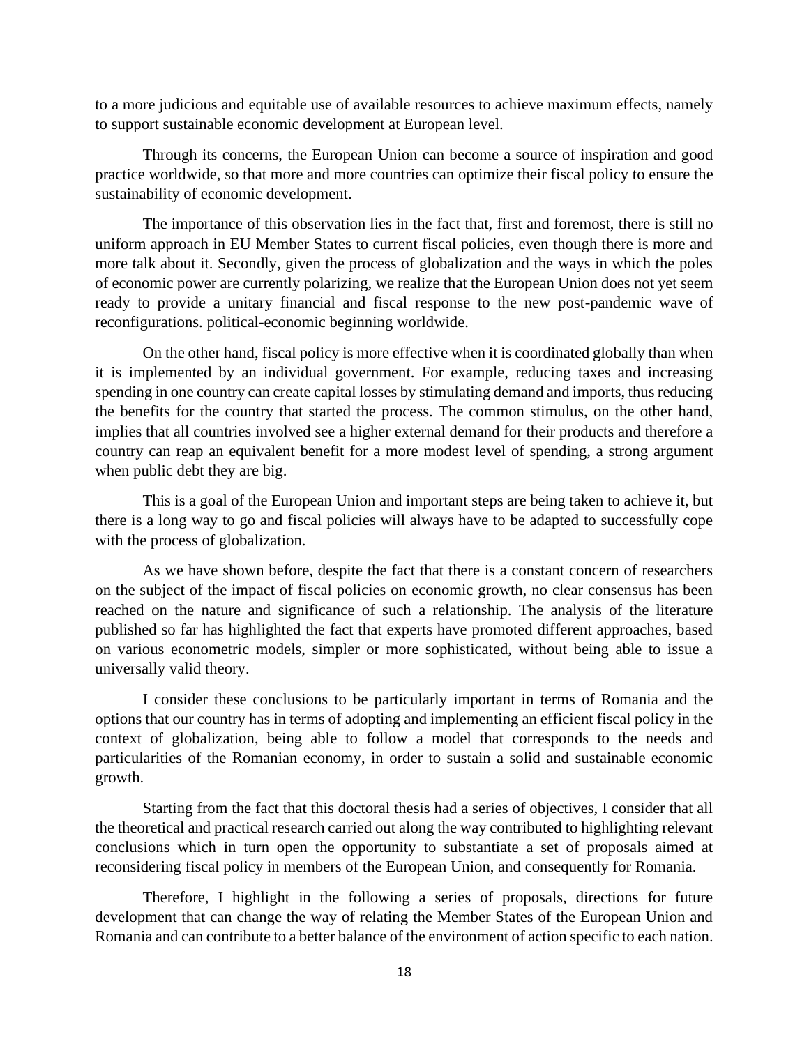to a more judicious and equitable use of available resources to achieve maximum effects, namely to support sustainable economic development at European level.

Through its concerns, the European Union can become a source of inspiration and good practice worldwide, so that more and more countries can optimize their fiscal policy to ensure the sustainability of economic development.

The importance of this observation lies in the fact that, first and foremost, there is still no uniform approach in EU Member States to current fiscal policies, even though there is more and more talk about it. Secondly, given the process of globalization and the ways in which the poles of economic power are currently polarizing, we realize that the European Union does not yet seem ready to provide a unitary financial and fiscal response to the new post-pandemic wave of reconfigurations. political-economic beginning worldwide.

On the other hand, fiscal policy is more effective when it is coordinated globally than when it is implemented by an individual government. For example, reducing taxes and increasing spending in one country can create capital losses by stimulating demand and imports, thus reducing the benefits for the country that started the process. The common stimulus, on the other hand, implies that all countries involved see a higher external demand for their products and therefore a country can reap an equivalent benefit for a more modest level of spending, a strong argument when public debt they are big.

This is a goal of the European Union and important steps are being taken to achieve it, but there is a long way to go and fiscal policies will always have to be adapted to successfully cope with the process of globalization.

As we have shown before, despite the fact that there is a constant concern of researchers on the subject of the impact of fiscal policies on economic growth, no clear consensus has been reached on the nature and significance of such a relationship. The analysis of the literature published so far has highlighted the fact that experts have promoted different approaches, based on various econometric models, simpler or more sophisticated, without being able to issue a universally valid theory.

I consider these conclusions to be particularly important in terms of Romania and the options that our country has in terms of adopting and implementing an efficient fiscal policy in the context of globalization, being able to follow a model that corresponds to the needs and particularities of the Romanian economy, in order to sustain a solid and sustainable economic growth.

Starting from the fact that this doctoral thesis had a series of objectives, I consider that all the theoretical and practical research carried out along the way contributed to highlighting relevant conclusions which in turn open the opportunity to substantiate a set of proposals aimed at reconsidering fiscal policy in members of the European Union, and consequently for Romania.

Therefore, I highlight in the following a series of proposals, directions for future development that can change the way of relating the Member States of the European Union and Romania and can contribute to a better balance of the environment of action specific to each nation.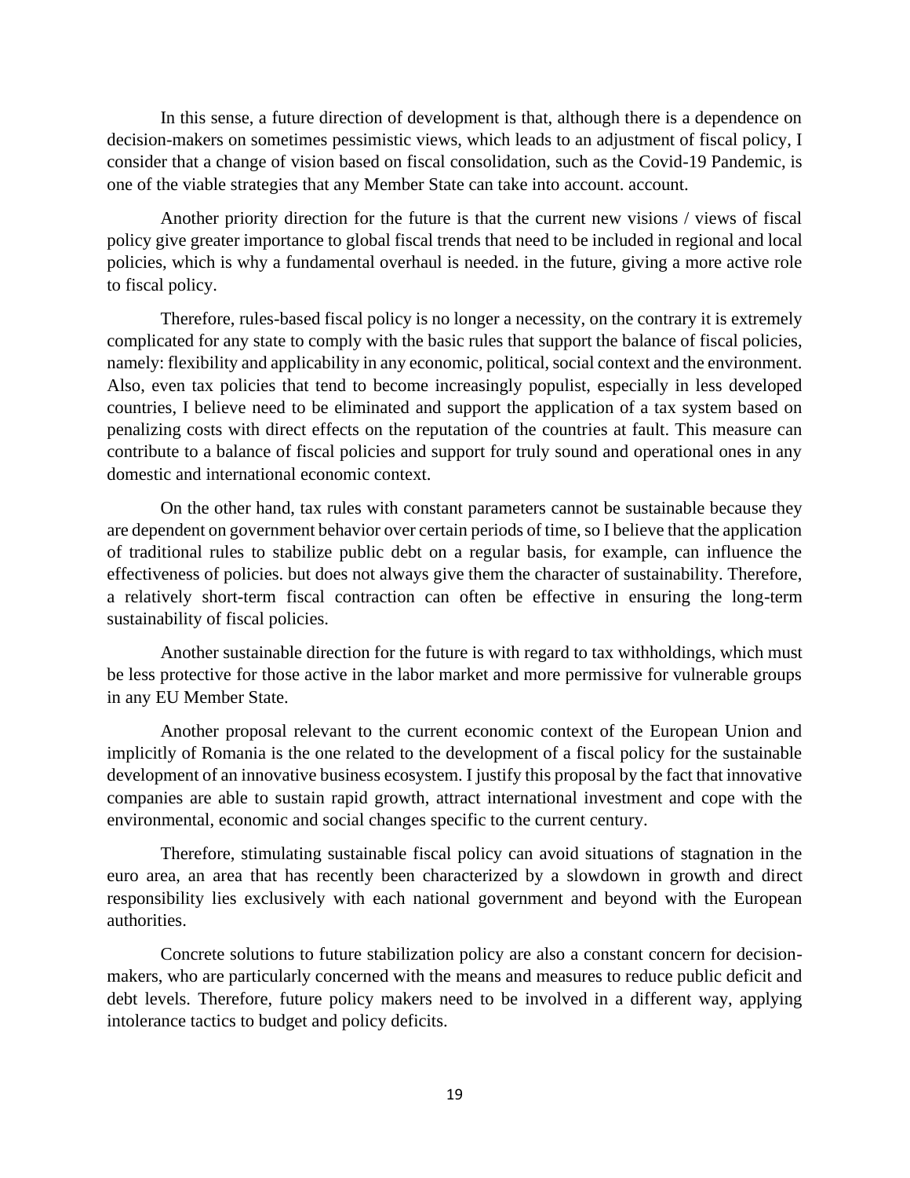In this sense, a future direction of development is that, although there is a dependence on decision-makers on sometimes pessimistic views, which leads to an adjustment of fiscal policy, I consider that a change of vision based on fiscal consolidation, such as the Covid-19 Pandemic, is one of the viable strategies that any Member State can take into account. account.

Another priority direction for the future is that the current new visions / views of fiscal policy give greater importance to global fiscal trends that need to be included in regional and local policies, which is why a fundamental overhaul is needed. in the future, giving a more active role to fiscal policy.

Therefore, rules-based fiscal policy is no longer a necessity, on the contrary it is extremely complicated for any state to comply with the basic rules that support the balance of fiscal policies, namely: flexibility and applicability in any economic, political, social context and the environment. Also, even tax policies that tend to become increasingly populist, especially in less developed countries, I believe need to be eliminated and support the application of a tax system based on penalizing costs with direct effects on the reputation of the countries at fault. This measure can contribute to a balance of fiscal policies and support for truly sound and operational ones in any domestic and international economic context.

On the other hand, tax rules with constant parameters cannot be sustainable because they are dependent on government behavior over certain periods of time, so I believe that the application of traditional rules to stabilize public debt on a regular basis, for example, can influence the effectiveness of policies. but does not always give them the character of sustainability. Therefore, a relatively short-term fiscal contraction can often be effective in ensuring the long-term sustainability of fiscal policies.

Another sustainable direction for the future is with regard to tax withholdings, which must be less protective for those active in the labor market and more permissive for vulnerable groups in any EU Member State.

Another proposal relevant to the current economic context of the European Union and implicitly of Romania is the one related to the development of a fiscal policy for the sustainable development of an innovative business ecosystem. I justify this proposal by the fact that innovative companies are able to sustain rapid growth, attract international investment and cope with the environmental, economic and social changes specific to the current century.

Therefore, stimulating sustainable fiscal policy can avoid situations of stagnation in the euro area, an area that has recently been characterized by a slowdown in growth and direct responsibility lies exclusively with each national government and beyond with the European authorities.

Concrete solutions to future stabilization policy are also a constant concern for decision-makers, who are particularly concerned with the means and measures to reduce public deficit and debt levels. Therefore, future policy makers need to be involved in a different way, applying intolerance tactics to budget and policy deficits.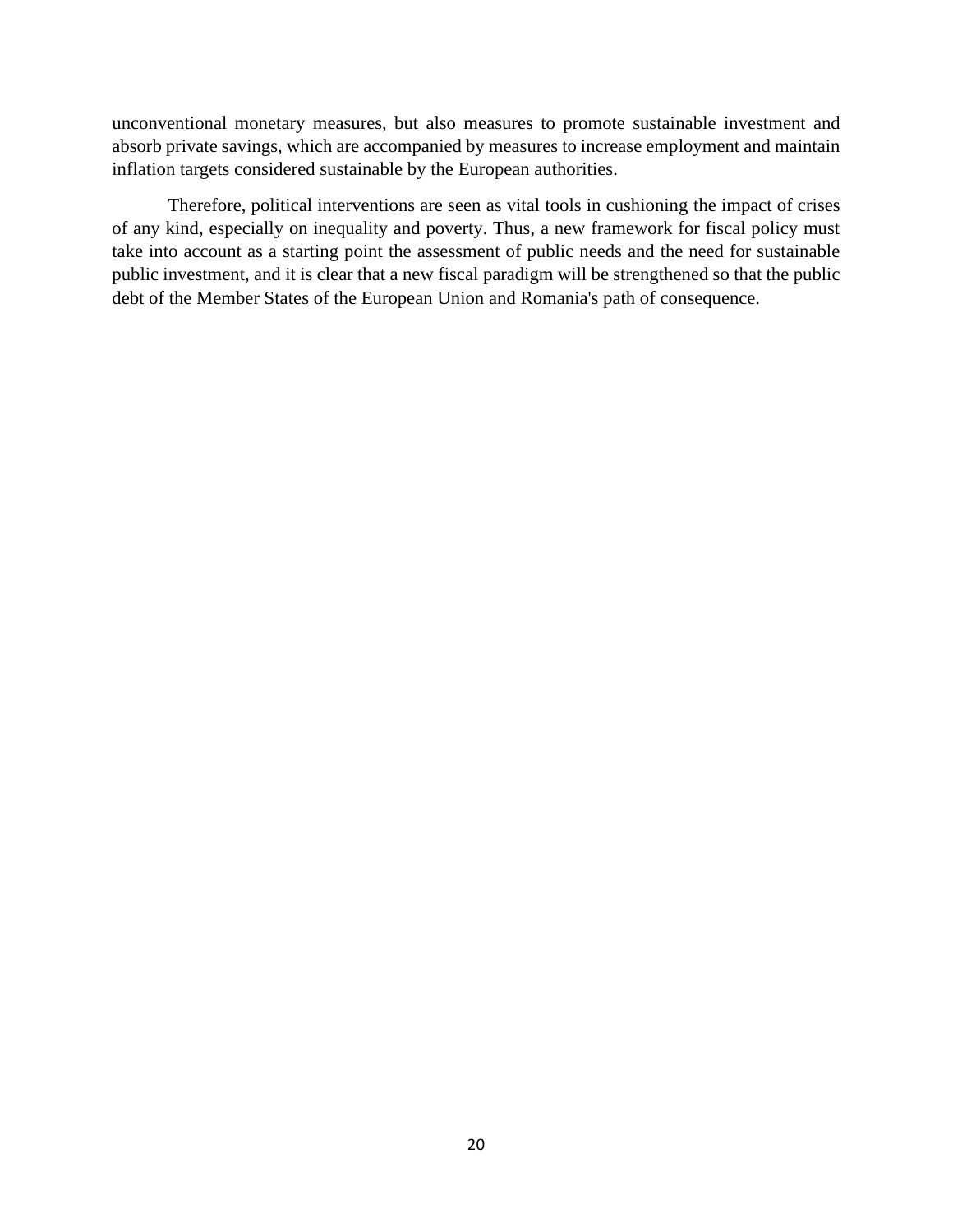unconventional monetary measures, but also measures to promote sustainable investment and absorb private savings, which are accompanied by measures to increase employment and maintain inflation targets considered sustainable by the European authorities.

Therefore, political interventions are seen as vital tools in cushioning the impact of crises of any kind, especially on inequality and poverty. Thus, a new framework for fiscal policy must take into account as a starting point the assessment of public needs and the need for sustainable public investment, and it is clear that a new fiscal paradigm will be strengthened so that the public debt of the Member States of the European Union and Romania's path of consequence.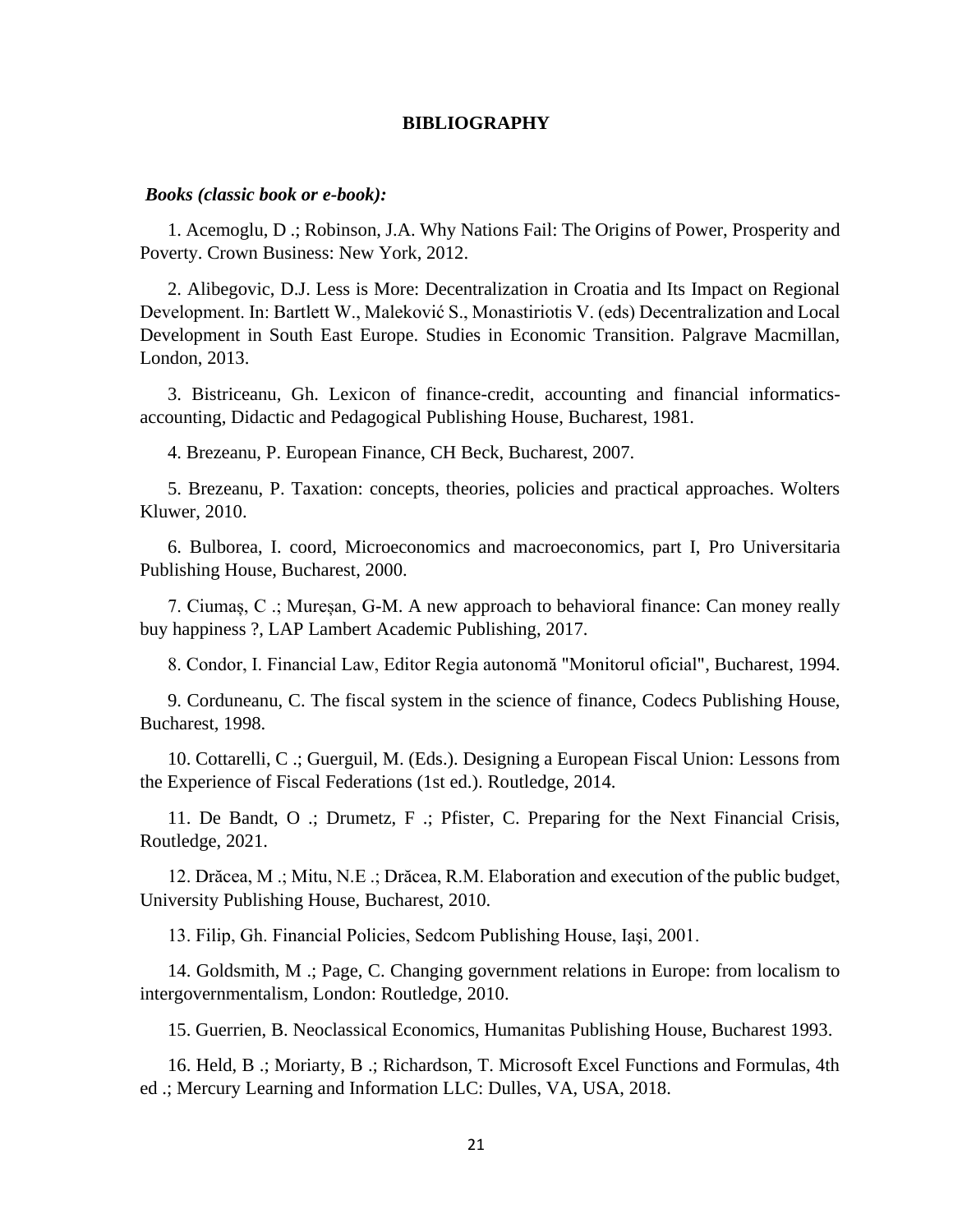**BIBLIOGRAPHY**

***Books (classic book or e-book):***

1. Acemoglu, D .; Robinson, J.A. Why Nations Fail: The Origins of Power, Prosperity and Poverty. Crown Business: New York, 2012.

2. Alibegovic, D.J. Less is More: Decentralization in Croatia and Its Impact on Regional Development. In: Bartlett W., Maleković S., Monastiriotis V. (eds) Decentralization and Local Development in South East Europe. Studies in Economic Transition. Palgrave Macmillan, London, 2013.

3. Bistriceanu, Gh. Lexicon of finance-credit, accounting and financial informatics-accounting, Didactic and Pedagogical Publishing House, Bucharest, 1981.

4. Brezeanu, P. European Finance, CH Beck, Bucharest, 2007.

5. Brezeanu, P. Taxation: concepts, theories, policies and practical approaches. Wolters Kluwer, 2010.

6. Bulborea, I. coord, Microeconomics and macroeconomics, part I, Pro Universitaria Publishing House, Bucharest, 2000.

7. Ciumaș, C .; Mureșan, G-M. A new approach to behavioral finance: Can money really buy happiness ?, LAP Lambert Academic Publishing, 2017.

8. Condor, I. Financial Law, Editor Regia autonomă "Monitorul oficial", Bucharest, 1994.

9. Corduneanu, C. The fiscal system in the science of finance, Codecs Publishing House, Bucharest, 1998.

10. Cottarelli, C .; Guerguil, M. (Eds.). Designing a European Fiscal Union: Lessons from the Experience of Fiscal Federations (1st ed.). Routledge, 2014.

11. De Bandt, O .; Drumetz, F .; Pfister, C. Preparing for the Next Financial Crisis, Routledge, 2021.

12. Drăcea, M .; Mitu, N.E .; Drăcea, R.M. Elaboration and execution of the public budget, University Publishing House, Bucharest, 2010.

13. Filip, Gh. Financial Policies, Sedcom Publishing House, Iaşi, 2001.

14. Goldsmith, M .; Page, C. Changing government relations in Europe: from localism to intergovernmentalism, London: Routledge, 2010.

15. Guerrien, B. Neoclassical Economics, Humanitas Publishing House, Bucharest 1993.

16. Held, B .; Moriarty, B .; Richardson, T. Microsoft Excel Functions and Formulas, 4th ed .; Mercury Learning and Information LLC: Dulles, VA, USA, 2018.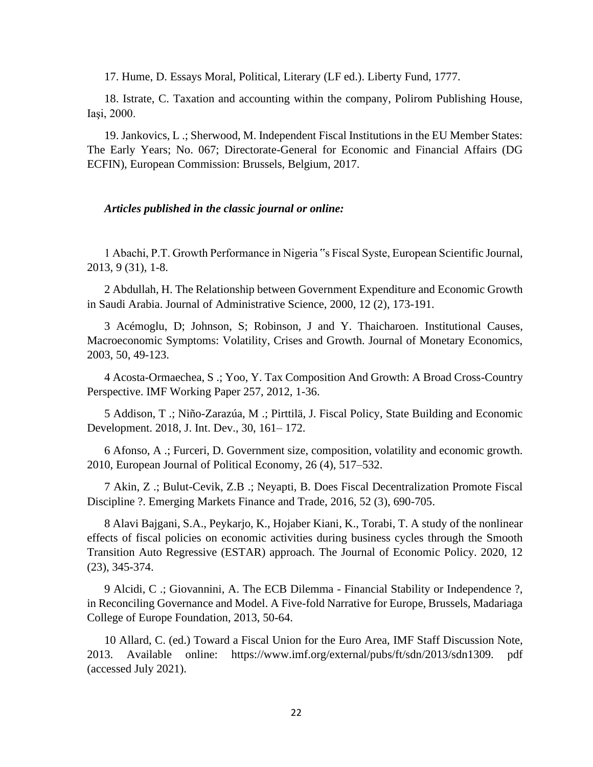17. Hume, D. Essays Moral, Political, Literary (LF ed.). Liberty Fund, 1777.

18. Istrate, C. Taxation and accounting within the company, Polirom Publishing House, Iaşi, 2000.

19. Jankovics, L .; Sherwood, M. Independent Fiscal Institutions in the EU Member States: The Early Years; No. 067; Directorate-General for Economic and Financial Affairs (DG ECFIN), European Commission: Brussels, Belgium, 2017.

***Articles published in the classic journal or online:***

1 Abachi, P.T. Growth Performance in Nigeria "s Fiscal Syste, European Scientific Journal, 2013, 9 (31), 1-8.

2 Abdullah, H. The Relationship between Government Expenditure and Economic Growth in Saudi Arabia. Journal of Administrative Science, 2000, 12 (2), 173-191.

3 Acémoglu, D; Johnson, S; Robinson, J and Y. Thaicharoen. Institutional Causes, Macroeconomic Symptoms: Volatility, Crises and Growth. Journal of Monetary Economics, 2003, 50, 49-123.

4 Acosta-Ormaechea, S .; Yoo, Y. Tax Composition And Growth: A Broad Cross-Country Perspective. IMF Working Paper 257, 2012, 1-36.

5 Addison, T .; Niño-Zarazúa, M .; Pirttilä, J. Fiscal Policy, State Building and Economic Development. 2018, J. Int. Dev., 30, 161– 172.

6 Afonso, A .; Furceri, D. Government size, composition, volatility and economic growth. 2010, European Journal of Political Economy, 26 (4), 517–532.

7 Akin, Z .; Bulut-Cevik, Z.B .; Neyapti, B. Does Fiscal Decentralization Promote Fiscal Discipline ?. Emerging Markets Finance and Trade, 2016, 52 (3), 690-705.

8 Alavi Bajgani, S.A., Peykarjo, K., Hojaber Kiani, K., Torabi, T. A study of the nonlinear effects of fiscal policies on economic activities during business cycles through the Smooth Transition Auto Regressive (ESTAR) approach. The Journal of Economic Policy. 2020, 12 (23), 345-374.

9 Alcidi, C .; Giovannini, A. The ECB Dilemma - Financial Stability or Independence ?, in Reconciling Governance and Model. A Five-fold Narrative for Europe, Brussels, Madariaga College of Europe Foundation, 2013, 50-64.

10 Allard, C. (ed.) Toward a Fiscal Union for the Euro Area, IMF Staff Discussion Note, 2013. Available online: https://www.imf.org/external/pubs/ft/sdn/2013/sdn1309. pdf (accessed July 2021).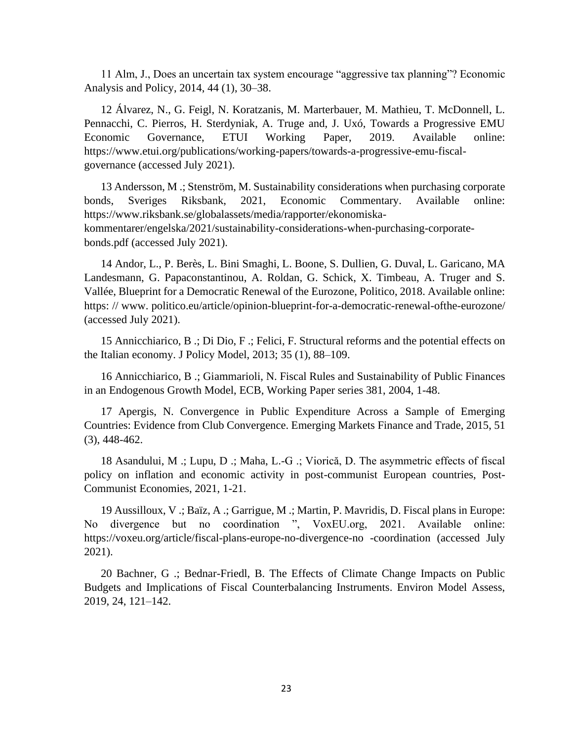11 Alm, J., Does an uncertain tax system encourage "aggressive tax planning"? Economic Analysis and Policy, 2014, 44 (1), 30–38.

12 Álvarez, N., G. Feigl, N. Koratzanis, M. Marterbauer, M. Mathieu, T. McDonnell, L. Pennacchi, C. Pierros, H. Sterdyniak, A. Truge and, J. Uxó, Towards a Progressive EMU Economic Governance, ETUI Working Paper, 2019. Available online: https://www.etui.org/publications/working-papers/towards-a-progressive-emu-fiscal-governance (accessed July 2021).

13 Andersson, M .; Stenström, M. Sustainability considerations when purchasing corporate bonds, Sveriges Riksbank, 2021, Economic Commentary. Available online: https://www.riksbank.se/globalassets/media/rapporter/ekonomiska-kommentarer/engelska/2021/sustainability-considerations-when-purchasing-corporate-bonds.pdf (accessed July 2021).

14 Andor, L., P. Berès, L. Bini Smaghi, L. Boone, S. Dullien, G. Duval, L. Garicano, MA Landesmann, G. Papaconstantinou, A. Roldan, G. Schick, X. Timbeau, A. Truger and S. Vallée, Blueprint for a Democratic Renewal of the Eurozone, Politico, 2018. Available online: https: // www. politico.eu/article/opinion-blueprint-for-a-democratic-renewal-ofthe-eurozone/ (accessed July 2021).

15 Annicchiarico, B .; Di Dio, F .; Felici, F. Structural reforms and the potential effects on the Italian economy. J Policy Model, 2013; 35 (1), 88–109.

16 Annicchiarico, B .; Giammarioli, N. Fiscal Rules and Sustainability of Public Finances in an Endogenous Growth Model, ECB, Working Paper series 381, 2004, 1-48.

17 Apergis, N. Convergence in Public Expenditure Across a Sample of Emerging Countries: Evidence from Club Convergence. Emerging Markets Finance and Trade, 2015, 51 (3), 448-462.

18 Asandului, M .; Lupu, D .; Maha, L.-G .; Viorică, D. The asymmetric effects of fiscal policy on inflation and economic activity in post-communist European countries, Post-Communist Economies, 2021, 1-21.

19 Aussilloux, V .; Baïz, A .; Garrigue, M .; Martin, P. Mavridis, D. Fiscal plans in Europe: No divergence but no coordination ", VoxEU.org, 2021. Available online: https://voxeu.org/article/fiscal-plans-europe-no-divergence-no -coordination (accessed July 2021).

20 Bachner, G .; Bednar-Friedl, B. The Effects of Climate Change Impacts on Public Budgets and Implications of Fiscal Counterbalancing Instruments. Environ Model Assess, 2019, 24, 121–142.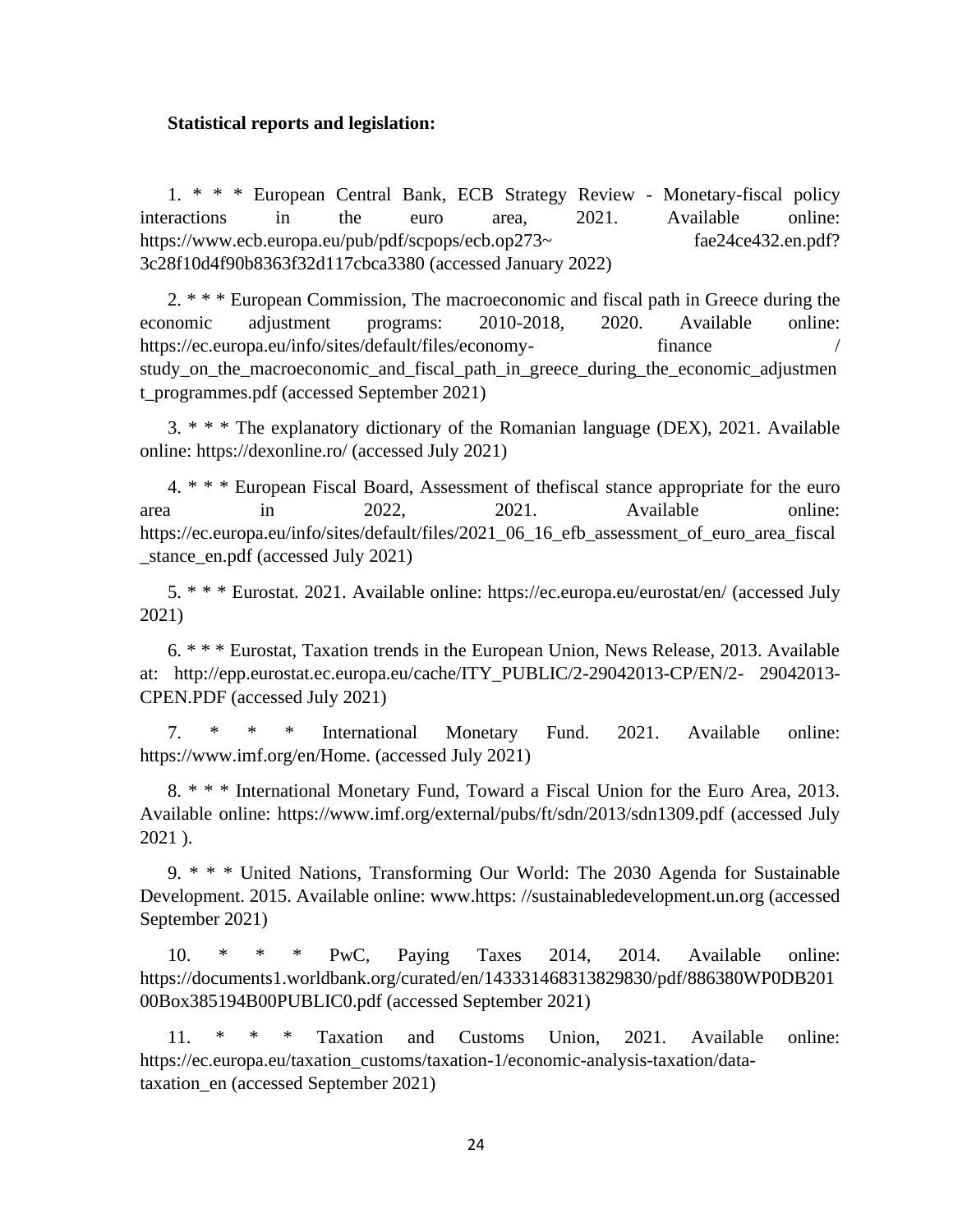**Statistical reports and legislation:**

1. * * * European Central Bank, ECB Strategy Review - Monetary-fiscal policy interactions in the euro area, 2021. Available online: https://www.ecb.europa.eu/pub/pdf/scpops/ecb.op273~ fae24ce432.en.pdf?3c28f10d4f90b8363f32d117cbca3380 (accessed January 2022)

2. * * * European Commission, The macroeconomic and fiscal path in Greece during the economic adjustment programs: 2010-2018, 2020. Available online: https://ec.europa.eu/info/sites/default/files/economy- finance / study_on_the_macroeconomic_and_fiscal_path_in_greece_during_the_economic_adjustment_programmes.pdf (accessed September 2021)

3. * * * The explanatory dictionary of the Romanian language (DEX), 2021. Available online: https://dexonline.ro/ (accessed July 2021)

4. * * * European Fiscal Board, Assessment of thefiscal stance appropriate for the euro area in 2022, 2021. Available online: https://ec.europa.eu/info/sites/default/files/2021_06_16_efb_assessment_of_euro_area_fiscal_stance_en.pdf (accessed July 2021)

5. * * * Eurostat. 2021. Available online: https://ec.europa.eu/eurostat/en/ (accessed July 2021)

6. * * * Eurostat, Taxation trends in the European Union, News Release, 2013. Available at: http://epp.eurostat.ec.europa.eu/cache/ITY_PUBLIC/2-29042013-CP/EN/2- 29042013-CPEN.PDF (accessed July 2021)

7. * * * International Monetary Fund. 2021. Available online: https://www.imf.org/en/Home. (accessed July 2021)

8. * * * International Monetary Fund, Toward a Fiscal Union for the Euro Area, 2013. Available online: https://www.imf.org/external/pubs/ft/sdn/2013/sdn1309.pdf (accessed July 2021 ).

9. * * * United Nations, Transforming Our World: The 2030 Agenda for Sustainable Development. 2015. Available online: www.https: //sustainabledevelopment.un.org (accessed September 2021)

10. * * * PwC, Paying Taxes 2014, 2014. Available online: https://documents1.worldbank.org/curated/en/143331468313829830/pdf/886380WP0DB20100Box385194B00PUBLIC0.pdf (accessed September 2021)

11. * * * Taxation and Customs Union, 2021. Available online: https://ec.europa.eu/taxation_customs/taxation-1/economic-analysis-taxation/data-taxation_en (accessed September 2021)